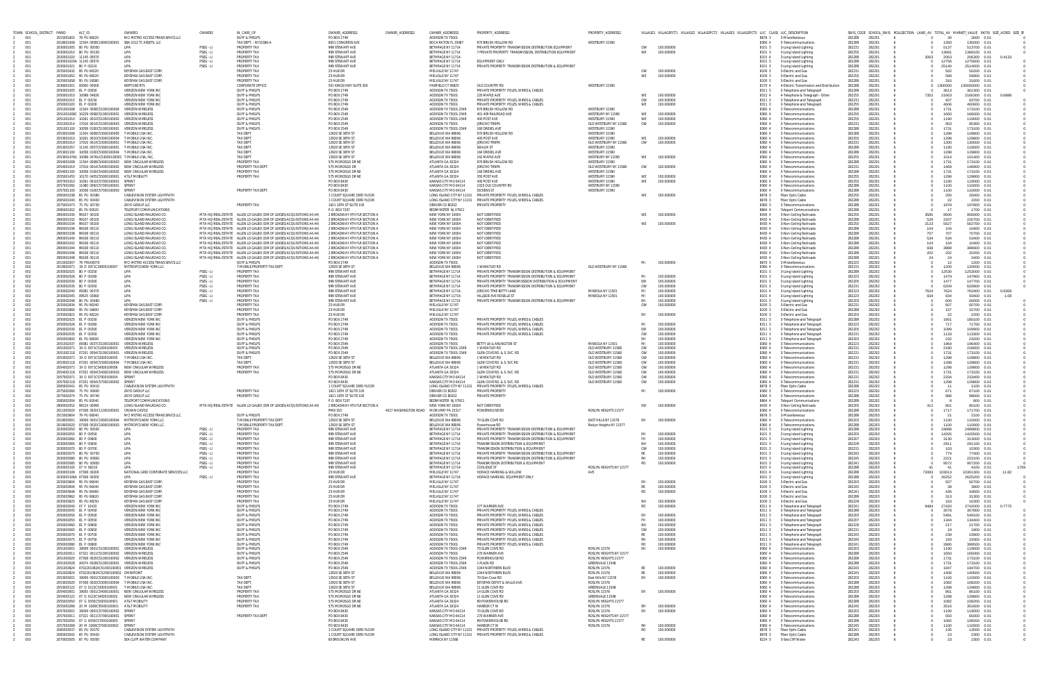| TOWN | SCHOOL_DISTRICT | PARID | ALT_ID | OWNER1 | OWNER2 | IN_CARE_OF | OWNER_ADDRESS1 | OWNER_ADDRESS2 | OWNER_ADDRESS3 | PROPERTY_ADDRESS1 | PROPERTY_ADDRESS2 | VILLAGE1 | VILLAGEPCT1 | VILLAGE2 | VILLAGEPCT2 | VILLAGE3 | VILLAGEPCT3 | LUC | CLASS | LUC_DESCRIPTION | SWIS_CODE | SCHOOL_SWIS | ROLLSECTION | LAND_AV | TOTAL_AV | MARKET_VALUE | RATIO | SIZE_ACRES | SIZE_SF |
|---|---|---|---|---|---|---|---|---|---|---|---|---|---|---|---|---|---|---|---|---|---|---|---|---|---|---|---|---|---|
| 2 | 001 | 2015001602 | 79 PU 06620 | MCI METRO ACCESS TRANSMISSIONS LLC | | DUFF & PHELPS | PO BOX 2749 | | ADDISON TX 75001 | | | | | | | | | 8670 | 3 | Miscellaneous | 282289 | 282201 | 6 | 0 | 30 | 3000 | 0.01 | | 0 |
| 2 | 001 | 2018001008 | 11504 0088C1800010001 | SBA 2012 TC ASSETS, LLC | | TAX DEPT. - MY5386-A | 8051 CONGRESS AVE | | BOCA RATON FL 33487 | 970 BRUSH HOLLOW RD | WESTBURY 11590 | | | | | | | 8360 | 4 | Telecommunications | 282289 | 282201 | 6 | 0 | 1350 | 135000 | 0.01 | | 0 |
| 2 | 001 | 2030001005 | 80 PU 00050 | LIPA | PSEG - LI | PROPERTY TAX | 999 STEWART AVE | | BETHPAGE NY 11714 | PRIVATE PROPERTY TRANSMISSION DISTRIBUTION EQUIPMENT | | OW | 100.000000 | | | | | 8101 | 3 | Long Island Lighting | 282231 | 282201 | 6 | 0 | 5127 | 512700 | 0.01 | | 0 |
| 2 | 001 | 2030001010 | 80 PU 00100 | LIPA | PSEG - LI | PROPERTY TAX | 999 STEWART AVE | | BETHPAGE NY 11714 | PRIVATE PROPERTY TRANSMISSION DISTRIBUTION EQUIPMENT | | WE | 100.000000 | | | | | 8101 | 3 | Long Island Lighting | 282255 | 282201 | 6 | 0 | 13681 | 1368100 | 0.01 | | 0 |
| 2 | 001 | 2030001020 | 11145 00570 | LIPA | PSEG - LI | PROPERTY TAX | 999 STEWART AVE | | BETHPAGE NY 11714 | | | | | | | | | 8101 | 4 | Long Island Lighting | 282289 | 282201 | 6 | 2063 | 2063 | 206300 | 0.01 | 0.4133 | 0 |
| 2 | 001 | 2030001020A | 11145 00570 | LIPA | PSEG - LI | PROPERTY TAX | 999 STEWART AVE | | BETHPAGE NY 11714 | EQUIPMENT ONLY | | | | | | | | 8101 | 3 | Long Island Lighting | 282289 | 282201 | 6 | 0 | 12756 | 1275600 | 0.01 | | 0 |
| 2 | 001 | 2030001021 | 80 P 00210 | LIPA | PSEG - LI | PROPERTY TAX | 999 STEWART AVE | | BETHPAGE NY 11714 | PRIVATE PROPERTY TRANSMISSION DISTRIBUTION & EQUIPMENT | | | | | | | | 8101 | 3 | Long Island Lighting | 282289 | 282201 | 6 | 0 | 25140 | 2514000 | 0.01 | | 0 |
| 2 | 001 | 2035001632 | 95 PU 06320 | KEYSPAN GAS EAST CORP. | | PROPERTY TAX | 25 HUB DR | | MELVILLE NY 11747 | | | OW | 100.000000 | | | | | 8100 | 3 | Electric and Gas | 282231 | 282201 | 6 | 0 | 502 | 50200 | 0.01 | | 0 |
| 2 | 001 | 2035001652 | 95 PU 06520 | KEYSPAN GAS EAST CORP. | | PROPERTY TAX | 25 HUB DR | | MELVILLE NY 11747 | | | WE | 100.000000 | | | | | 8100 | 3 | Electric and Gas | 282255 | 282201 | 6 | 0 | 599 | 59900 | 0.01 | | 0 |
| 2 | 001 | 2035001658 | 95 PU 16580 | KEYSPAN GAS EAST CORP. | | PROPERTY TAX | 25 HUB DR | | MELVILLE NY 11747 | | | | | | | | | 8100 | 3 | Electric and Gas | 282289 | 282201 | 6 | 0 | 316 | 31600 | 0.01 | | 0 |
| 2 | 001 | 2036001001 | 00000 00000 | NEPTUNE RTS | | CORPORATE OFFICE | 501 KINGS HWY SUITE 300 | | FAIRFIELD CT 06825 | OLD COUNTRY RD | WESTBURY 11590 | | | | | | | 8170 | 4 | Electric Transmission and Distribution | 282289 | 282201 | 6 | 0 | 1300000 | 130000000 | 0.01 | | 0 |
| 2 | 001 | 2050001005 | 81 P 00050 | VERIZON NEW YORK INC | | DUFF & PHELPS | PO BOX 2749 | | ADDISON TX 75001 | PRIVATE PROPERTY POLES, WIRES & CABLES | | | | | | | | 8311 | 3 | Telephone and Telegraph | 282289 | 282201 | 6 | 0 | 3613 | 361300 | 0.01 | | 0 |
| 2 | 001 | 2050001010 | 10098 04430 | VERIZON NEW YORK INC | | DUFF & PHELPS | PO BOX 2749 | | ADDISON TX 75001 | 220 MAPLE AVE | | WE | 100.000000 | | | | | 8312 | 4 | Telephone & Telegraph - Other | 282255 | 282201 | 6 | 7352 | 21663 | 2166300 | 0.01 | 0.6888 | 0 |
| 2 | 001 | 2050001015 | 81 P 00150 | VERIZON NEW YORK INC | | DUFF & PHELPS | PO BOX 2749 | | ADDISON TX 75001 | PRIVATE PROPERTY POLES, WIRES & CABLES | | OW | 100.000000 | | | | | 8311 | 3 | Telephone and Telegraph | 282231 | 282201 | 6 | 0 | 937 | 93700 | 0.01 | | 0 |
| 2 | 001 | 2050001020 | 81 P 00200 | VERIZON NEW YORK INC | | DUFF & PHELPS | PO BOX 2749 | | ADDISON TX 75001 | PRIVATE PROPERTY POLES, WIRES & CABLES | | WE | 100.000000 | | | | | 8311 | 3 | Telephone and Telegraph | 282255 | 282201 | 6 | 0 | 4606 | 460600 | 0.01 | | 0 |
| 2 | 001 | 2051001008 | 11504 0088C5100010004 | VERIZON WIRELESS | | DUFF & PHELPS | PO BOX 2549 | | ADDISON TX 75001-2549 | 970 BRUSH HOLLOW RD | WESTBURY 11590 | | | | | | | 8360 | 4 | Telecommunications | 282289 | 282201 | 6 | 0 | 1731 | 173100 | 0.01 | | 0 |
| 2 | 001 | 2051001008C | 10229 0088C5100010001 | VERIZON WIRELESS | | DUFF & PHELPS | PO BOX 2549 | | ADDISON TX 75001-2549 | 401 409 RAILROAD AVE | WESTBURY NY 11590 | WE | 100.000000 | | | | | 8360 | 4 | Telecommunications | 282255 | 282201 | 6 | 0 | 1660 | 166000 | 0.01 | | 0 |
| 2 | 001 | 2051001010 | 10261 0010C5100010002 | VERIZON WIRELESS | | DUFF & PHELPS | PO BOX 2549 | | ADDISON TX 75001-2549 | 400 POST AVE | WESTBURY 11590 | WE | 100.000000 | | | | | 8360 | 4 | Telecommunications | 282255 | 282201 | 6 | 0 | 1190 | 119000 | 0.01 | | 0 |
| 2 | 001 | 2051001014 | 17016 0014C5100010003 | VERIZON WIRELESS | | DUFF & PHELPS | PO BOX 2549 | | ADDISON TX 75001 | JERICHO TPKE | OLD WESTBURY NY 11568 | OW | 100.000000 | | | | | 8360 | 4 | Telecommunications | 282231 | 282201 | 6 | 0 | 953 | 95300 | 0.01 | | 0 |
| 2 | 001 | 2051001100 | 10058 0100C5100010005 | VERIZON WIRELESS | | DUFF & PHELPS | PO BOX 2549 | | ADDISON TX 75001-2549 | 160 DREXEL AVE | WESTBURY 11590 | | | | | | | 8360 | 4 | Telecommunications | 282289 | 282201 | 6 | 0 | 1731 | 173100 | 0.01 | | 0 |
| 2 | 001 | 2053001008 | 11504 0088C5300010005 | T-MOBILE USA INC. | | TAX DEPT. | 12920 SE 38TH ST | | BELLEVUE WA 98006 | 970 BRUSH HOLLOW RD | WESTBURY 11590 | | | | | | | 8360 | 4 | Telecommunications | 282289 | 282201 | 6 | 0 | 1298 | 129800 | 0.01 | | 0 |
| 2 | 001 | 2053001010 | 10261 0010C5300010004 | T-MOBILE USA INC. | | TAX DEPT. | 12920 SE 38TH ST | | BELLEVUE WA 98006 | 400 POST AVE | WESTBURY NY 11590 | WE | 100.000000 | | | | | 8360 | 4 | Telecommunications | 282255 | 282201 | 6 | 0 | 1298 | 129800 | 0.01 | | 0 |
| 2 | 001 | 2053001014 | 17016 0014C5300010004 | T-MOBILE USA INC. | | TAX DEPT. | 12920 SE 38TH ST | | BELLEVUE WA 98006 | JERICHO TPKE | OLD WESTBURY NY 11568 | OW | 100.000000 | | | | | 8360 | 4 | Telecommunications | 282231 | 282201 | 6 | 0 | 1300 | 130000 | 0.01 | | 0 |
| 2 | 001 | 2053001057 | 11145 0057C5300010003 | T-MOBILE USA INC. | | TAX DEPT. | 12920 SE 38TH ST | | BELLEVUE WA 98006 | SHALLIM ST | WESTBURY 11590 | | | | | | | 8360 | 4 | Telecommunications | 282289 | 282201 | 6 | 0 | 1190 | 119000 | 0.01 | | 0 |
| 2 | 001 | 2053001100 | 10058 0100C5300010004 | T-MOBILE USA INC. | | TAX DEPT. | 12920 SE 38TH ST | | BELLEVUE WA 98006 | 160 DREXEL AVE | WESTBURY 11590 | | | | | | | 8360 | 4 | Telecommunications | 282289 | 282201 | 6 | 0 | 1298 | 129800 | 0.01 | | 0 |
| 2 | 001 | 2053001476G | 10098 0476C5300010001 | T-MOBILE USA INC. | | TAX DEPT. | 12920 SE 38TH ST | | BELLEVUE WA 98006 | 242 MAPLE AVE | WESTBURY NY 11590 | WE | 100.000000 | | | | | 8360 | 4 | Telecommunications | 282255 | 282201 | 6 | 0 | 1014 | 101400 | 0.01 | | 0 |
| 2 | 001 | 2054001008 | 11504 0088C5400010003 | NEW CINGULAR WIRELESS | | PROPERTY TAX | 575 MOROSGO DR NE | | ATLANTA GA 30324 | 970 BRUSH HOLLOW RD | WESTBURY 11590 | | | | | | | 8360 | 4 | Telecommunications | 282289 | 282201 | 6 | 0 | 1731 | 173100 | 0.01 | | 0 |
| 2 | 001 | 2054001014 | 17016 0014C5400010002 | NEW CINGULAR WIRELESS | | PROPERTY TAX DEPT. | 575 MOROSGO DR | | ATLANTA GA 30324 | JERICHO TPKE | OLD WESTBURY NY 11568 | OW | 100.000000 | | | | | 8360 | 4 | Telecommunications | 282231 | 282201 | 6 | 0 | 1469 | 146900 | 0.01 | | 0 |
| 2 | 001 | 2054001100 | 10058 0100C5400010003 | NEW CINGULAR WIRELESS | | PROPERTY TAX | 575 MOROSGO DR NE | | ATLANTA GA 30324 | 160 DREXEL AVE | WESTBURY 11590 | | | | | | | 8360 | 4 | Telecommunications | 282289 | 282201 | 6 | 0 | 1731 | 173100 | 0.01 | | 0 |
| 2 | 001 | 2055001455 | 10170 0455C5500010001 | AT&T MOBILITY | | PROPERTY TAX | 575 MOROSGO DR NE | | ATLANTA GA 30324 | 355 POST AVE | WESTBURY 11590 | WE | 100.000000 | | | | | 8360 | 4 | Telecommunications | 282255 | 282201 | 6 | 0 | 1298 | 129800 | 0.01 | | 0 |
| 2 | 001 | 2057001010 | 10261 0010C5700010001 | SPRINT | | | PO BOX 8430 | | KANSAS CITY MO 64114 | 400 POST AVE | WESTBURY 11590 | WE | 100.000000 | | | | | 8360 | 4 | Telecommunications | 282255 | 282201 | 6 | 0 | 1190 | 119000 | 0.01 | | 0 |
| 2 | 001 | 2057001092 | 11080 0092C5700010002 | SPRINT | | | PO BOX 8430 | | KANSAS CITY MO 64114 | 1025 OLD COUNTRY RD | WESTBURY NY 11590 | | | | | | | 8360 | 4 | Telecommunications | 282289 | 282201 | 6 | 0 | 1100 | 110000 | 0.01 | | 0 |
| 2 | 001 | 2057001100 | 10058 0100C5700010003 | SPRINT | | PROPERTY TAX DEPT. | PO BOX 8430 | | KANSAS CITY MO 64114 | DICKENS ST | WESTBURY 11590 | | | | | | | 8360 | 4 | Telecommunications | 282289 | 282201 | 6 | 0 | 1100 | 110000 | 0.01 | | 0 |
| 2 | 001 | 2065001038 | 65 PU 00380 | CABLEVISION SYSTEM LIGHTPATH | | | 1 COURT SQUARE 33RD FLOOR | | LONG ISLAND CITY NY 11101 | PRIVATE PROPERTY POLES, WIRES & CABLES | | WE | 100.000000 | | | | | 8678 | 3 | Fiber Optic Cable | 282255 | 282201 | 6 | 0 | 200 | 20000 | 0.01 | | 0 |
| 2 | 001 | 2065001040 | 65 PU 00400 | CABLEVISION SYSTEM LIGHTPATH | | | 1 COURT SQUARE 33RD FLOOR | | LONG ISLAND CITY NY 11101 | PRIVATE PROPERTY POLES, WIRES & CABLES | | | | | | | | 8678 | 3 | Fiber Optic Cable | 282289 | 282201 | 6 | 0 | 22 | 2200 | 0.01 | | 0 |
| 2 | 001 | 2075001073 | 75 PU 00730 | ZAYO GROUP LLC | | PROPERTY TAX | 1621 18TH ST SUITE 100 | | DENVER CO 80202 | PRIVATE PROPERTY | | | | | | | | 8360 | 3 | Telecommunications | 282289 | 282201 | 6 | 0 | 1978 | 197800 | 0.01 | | 0 |
| 2 | 001 | 2085001002 | 85 PU 00020 | TELEPORT COMMUNICATIONS | | | P.O. BOX 7207 | | BEDMINSTER NJ 07921 | | | | | | | | | 8664 | 3 | Teleport Communications | 282289 | 282201 | 6 | 0 | 17 | 1700 | 0.01 | | 0 |
| 2 | 001 | 2900001030 | 89107 00100 | LONG ISLAND RAILROAD CO. | MTA HQ REAL ESTATE | ALLEN LO GALBO (DIR OF LEASES/ACQUISITIONS A4-44) | 2 BROADWAY 4TH FLR SECTION A | | NEW YORK NY 10004 | NOT IDENTIFIED | | WE | 100.000000 | | | | | 8430 | 4 | Non-Ceiling Railroads | 282255 | 282201 | 6 | 3585 | 9500 | 950000 | 0.01 | | 0 |
| 2 | 001 | 2900001032 | 89107 00100 | LONG ISLAND RAILROAD CO. | MTA HQ REAL ESTATE | ALLEN LO GALBO (DIR OF LEASES/ACQUISITIONS A4-44) | 2 BROADWAY 4TH FLR SECTION A | | NEW YORK NY 10004 | NOT IDENTIFIED | | | | | | | | 8430 | 4 | Non-Ceiling Railroads | 282289 | 282201 | 6 | 529 | 2207 | 220700 | 0.01 | | 0 |
| 2 | 001 | 2900001034 | 89107 00110 | LONG ISLAND RAILROAD CO. | MTA HQ REAL ESTATE | ALLEN LO GALBO (DIR OF LEASES/ACQUISITIONS A4-44) | 2 BROADWAY 4TH FLR SECTION A | | NEW YORK NY 10004 | NOT IDENTIFIED | | WE | 100.000000 | | | | | 8430 | 4 | Non-Ceiling Railroads | 282255 | 282201 | 6 | 2123 | 5627 | 562700 | 0.01 | | 0 |
| 2 | 001 | 2900001036 | 89108 00110 | LONG ISLAND RAILROAD CO. | MTA HQ REAL ESTATE | ALLEN LO GALBO (DIR OF LEASES/ACQUISITIONS A4-44) | 2 BROADWAY 4TH FLR SECTION A | | NEW YORK NY 10004 | NOT IDENTIFIED | | | | | | | | 8430 | 4 | Non-Ceiling Railroads | 282289 | 282201 | 6 | 104 | 104 | 10400 | 0.01 | | 0 |
| 2 | 001 | 2900001038 | 89108 00110 | LONG ISLAND RAILROAD CO. | MTA HQ REAL ESTATE | ALLEN LO GALBO (DIR OF LEASES/ACQUISITIONS A4-44) | 2 BROADWAY 4TH FLR SECTION A | | NEW YORK NY 10004 | NOT IDENTIFIED | | | | | | | | 8430 | 4 | Non-Ceiling Railroads | 282289 | 282201 | 6 | 707 | 707 | 70700 | 0.01 | | 0 |
| 2 | 001 | 2900001040 | 89108 00110 | LONG ISLAND RAILROAD CO. | MTA HQ REAL ESTATE | ALLEN LO GALBO (DIR OF LEASES/ACQUISITIONS A4-44) | 2 BROADWAY 4TH FLR SECTION A | | NEW YORK NY 10004 | NOT IDENTIFIED | | | | | | | | 8430 | 4 | Non-Ceiling Railroads | 282289 | 282201 | 6 | 534 | 534 | 53400 | 0.01 | | 0 |
| 2 | 001 | 2900001042 | 89108 00110 | LONG ISLAND RAILROAD CO. | MTA HQ REAL ESTATE | ALLEN LO GALBO (DIR OF LEASES/ACQUISITIONS A4-44) | 2 BROADWAY 4TH FLR SECTION A | | NEW YORK NY 10004 | NOT IDENTIFIED | | | | | | | | 8430 | 4 | Non-Ceiling Railroads | 282289 | 282201 | 6 | 104 | 104 | 10400 | 0.01 | | 0 |
| 2 | 001 | 2900001044 | 89108 00110 | LONG ISLAND RAILROAD CO. | MTA HQ REAL ESTATE | ALLEN LO GALBO (DIR OF LEASES/ACQUISITIONS A4-44) | 2 BROADWAY 4TH FLR SECTION A | | NEW YORK NY 10004 | NOT IDENTIFIED | | | | | | | | 8430 | 4 | Non-Ceiling Railroads | 282289 | 282201 | 6 | 938 | 3889 | 388900 | 0.01 | | 0 |
| 2 | 001 | 2900001046 | 89108 00110 | LONG ISLAND RAILROAD CO. | MTA HQ REAL ESTATE | ALLEN LO GALBO (DIR OF LEASES/ACQUISITIONS A4-44) | 2 BROADWAY 4TH FLR SECTION A | | NEW YORK NY 10004 | NOT IDENTIFIED | | | | | | | | 8430 | 4 | Non-Ceiling Railroads | 282289 | 282201 | 6 | 202 | 202 | 20200 | 0.01 | | 0 |
| 2 | 001 | 2900001048 | 89108 00110 | LONG ISLAND RAILROAD CO. | MTA HQ REAL ESTATE | ALLEN LO GALBO (DIR OF LEASES/ACQUISITIONS A4-44) | 2 BROADWAY 4TH FLR SECTION A | | NEW YORK NY 10004 | NOT IDENTIFIED | | | | | | | | 8430 | 4 | Non-Ceiling Railroads | 282289 | 282201 | 6 | 24 | 24 | 2400 | 0.01 | | 0 |
| 2 | 002 | 2015002027 | 79 PNA00070 | MCI METRO ACCESS TRANSMISSIONS LLC | | DUFF & PHELPS | PO BOX 2749 | | ADDISON TX 75001 | | | MI | 100.000000 | | | | | 8670 | 3 | Miscellaneous | 282223 | 282202 | 6 | 0 | 12 | 1200 | 0.01 | | 0 |
| 2 | 002 | 2019002071 | 19 D 0071C1900010007 | METROPCS NEW YORK LLC | | T-MOBILE PROPERTY TAX DEPT. | 12920 SE 38TH ST | | BELLEVUE WA 98006 | 1 WHEATLEY RD | OLD WESTBURY NY 11568 | | | | | | | 8360 | 4 | Telecommunications | 282231 | 282202 | 6 | 0 | 1200 | 120000 | 0.01 | | 0 |
| 2 | 002 | 2030002025 | 80 P 00250 | LIPA | PSEG - LI | PROPERTY TAX | 999 STEWART AVE | | BETHPAGE NY 11714 | PRIVATE PROPERTY TRANSMISSION DISTRIBUTION & EQUIPMENT | | | | | | | | 8101 | 3 | Long Island Lighting | 282289 | 282202 | 6 | 0 | 12530 | 1253000 | 0.01 | | 0 |
| 2 | 002 | 2030002026 | 80 P 00260 | LIPA | PSEG - LI | PROPERTY TAX | 999 STEWART AVE | | BETHPAGE NY 11714 | PRIVATE PROPERTY TRANSMISSION DISTRIBUTION & EQUIPMENT | | MI | 100.000000 | | | | | 8101 | 3 | Long Island Lighting | 282223 | 282202 | 6 | 0 | 1479 | 147900 | 0.01 | | 0 |
| 2 | 002 | 2030002030 | 80 P 00300 | LIPA | PSEG - LI | PROPERTY TAX | 999 STEWART AVE | | BETHPAGE NY 11714 | PRIVATE PROPERTY TRANSMISSION DISTRIBUTION & EQUIPMENT | | EW | 100.000000 | | | | | 8101 | 3 | Long Island Lighting | 282205 | 282202 | 6 | 0 | 1477 | 147700 | 0.01 | | 0 |
| 2 | 002 | 2030002035 | 80 P 00350 | LIPA | PSEG - LI | PROPERTY TAX | 999 STEWART AVE | | BETHPAGE NY 11714 | PRIVATE PROPERTY TRANSMISSION DISTRIBUTION & EQUIPMENT | | OW | 100.000000 | | | | | 8101 | 3 | Long Island Lighting | 282231 | 282202 | 6 | 0 | 6209 | 620900 | 0.01 | | 0 |
| 2 | 002 | 2030002040 | 09081 00370 | LIPA | PSEG - LI | PROPERTY TAX | 999 STEWART AVE | | BETHPAGE NY 11714 | JERICHO TPKE BETTY LANE | MINEOLA NY 11501 | MI | 100.000000 | | | | | 8101 | 4 | Long Island Lighting | 282223 | 282202 | 6 | 7624 | 7624 | 762400 | 0.01 | 0.6358 | 0 |
| 2 | 002 | 2030002045 | 09525 03060 | LIPA | PSEG - LI | PROPERTY TAX | 999 STEWART AVE | | BETHPAGE NY 11714 | HILLSIDE AVE ROSELLE ST | MINEOLA NY 11501 | MI | 100.000000 | | | | | 8101 | 4 | Long Island Lighting | 282223 | 282202 | 6 | 934 | 934 | 93400 | 0.01 | 1.09 | 0 |
| 2 | 002 | 2030002046 | 80 PU 00460 | LIPA | PSEG - LI | PROPERTY TAX | 999 STEWART AVE | | BETHPAGE NY 11714 | PRIVATE PROPERTY TRANSMISSION DISTRIBUTION & EQUIPMENT | | EH | 100.000000 | | | | | 8101 | 3 | Long Island Lighting | 282203 | 282202 | 6 | 0 | 600 | 60000 | 0.01 | | 0 |
| 2 | 002 | 2035002634 | 95 PU 06340 | KEYSPAN GAS EAST CORP. | | PROPERTY TAX | 25 HUB DR | | MELVILLE NY 11747 | | | OW | 100.000000 | | | | | 8100 | 3 | Electric and Gas | 282231 | 282202 | 6 | 0 | 607 | 60700 | 0.01 | | 0 |
| 2 | 002 | 2035002660 | 95 PU 06600 | KEYSPAN GAS EAST CORP. | | PROPERTY TAX | 25 HUB DR | | MELVILLE NY 11747 | | | | | | | | | 8100 | 3 | Electric and Gas | 282289 | 282202 | 6 | 0 | 157 | 15700 | 0.01 | | 0 |
| 2 | 002 | 2035002822 | 95 PU 08220 | KEYSPAN GAS EAST CORP. | | PROPERTY TAX | 25 HUB DR | | MELVILLE NY 11747 | | | EH | 100.000000 | | | | | 8100 | 3 | Electric and Gas | 282203 | 282202 | 6 | 0 | 22 | 2200 | 0.01 | | 0 |
| 2 | 002 | 2050002025 | 81 P 00250 | VERIZON NEW YORK INC | | DUFF & PHELPS | PO BOX 2749 | | ADDISON TX 75001 | PRIVATE PROPERTY POLES, WIRES & CABLES | | | | | | | | 8311 | 3 | Telephone and Telegraph | 282289 | 282202 | 6 | 0 | 1801 | 180100 | 0.01 | | 0 |
| 2 | 002 | 2050002026 | 81 P 00260 | VERIZON NEW YORK INC | | DUFF & PHELPS | PO BOX 2749 | | ADDISON TX 75001 | PRIVATE PROPERTY POLES, WIRES & CABLES | | MI | 100.000000 | | | | | 8311 | 3 | Telephone and Telegraph | 282223 | 282202 | 6 | 0 | 717 | 71700 | 0.01 | | 0 |
| 2 | 002 | 2050002030 | 81 P 00300 | VERIZON NEW YORK INC | | DUFF & PHELPS | PO BOX 2749 | | ADDISON TX 75001 | PRIVATE PROPERTY POLES, WIRES & CABLES | | EW | 100.000000 | | | | | 8311 | 3 | Telephone and Telegraph | 282205 | 282202 | 6 | 0 | 1099 | 109900 | 0.01 | | 0 |
| 2 | 002 | 2050002035 | 81 P 00350 | VERIZON NEW YORK INC | | DUFF & PHELPS | PO BOX 2749 | | ADDISON TX 75001 | PRIVATE PROPERTY POLES, WIRES & CABLES | | OW | 100.000000 | | | | | 8311 | 3 | Telephone and Telegraph | 282231 | 282202 | 6 | 0 | 1133 | 113300 | 0.01 | | 0 |
| 2 | 002 | 2050002060 | 81 PU 00600 | VERIZON NEW YORK INC | | DUFF & PHELPS | PO BOX 2749 | | ADDISON TX 75001 | PRIVATE PROPERTY POLES, WIRES & CABLES | | EH | 100.000000 | | | | | 8311 | 3 | Telephone and Telegraph | 282203 | 282202 | 6 | 0 | 232 | 23200 | 0.01 | | 0 |
| 2 | 002 | 2051002037 | 09081 0037C5100010001 | VERIZON WIRELESS | | DUFF & PHELPS | PO BOX 2549 | | ADDISON TX 75001 | BETTY LN & ARLINGTON ST | MINEOLA NY 11501 | MI | 100.000000 | | | | | 8360 | 4 | Telecommunications | 282223 | 282202 | 6 | 0 | 1964 | 196400 | 0.01 | | 0 |
| 2 | 002 | 2051002071 | 19 D 0071C5100010003 | VERIZON WIRELESS | | DUFF & PHELPS | PO BOX 2549 | | ADDISON TX 75001-2549 | 1 WHEATLEY RD | OLD WESTBURY 11568 | OW | 100.000000 | | | | | 8360 | 4 | Telecommunications | 282231 | 282202 | 6 | 0 | 2180 | 218000 | 0.01 | | 0 |
| 2 | 002 | 2051002118 | 07201 0054C5100010001 | VERIZON WIRELESS | | DUFF & PHELPS | PO BOX 2549 | | ADDISON TX 75001-2549 | GLEN COVE RD. & S. SVC RD | OLD WESTBURY 11568 | OW | 100.000000 | | | | | 8360 | 4 | Telecommunications | 282231 | 282202 | 6 | 0 | 1731 | 173100 | 0.01 | | 0 |
| 2 | 002 | 2053002071 | 19 D 0071C5300010005 | T-MOBILE USA INC. | | TAX DEPT. | 12920 SE 38TH ST | | BELLEVUE WA 98006 | 1 WHEATLEY RD | OLD WESTBURY 11568 | OW | 100.000000 | | | | | 8360 | 4 | Telecommunications | 282231 | 282202 | 6 | 0 | 1298 | 129800 | 0.01 | | 0 |
| 2 | 002 | 2053002118 | 07201 0054C5300010004 | T-MOBILE USA INC. | | TAX DEPT. | 12920 SE 38TH ST | | BELLEVUE WA 98006 | GLEN COVE RD. & S. SVC RD | OLD WESTBURY 11568 | OW | 100.000000 | | | | | 8360 | 4 | Telecommunications | 282231 | 282202 | 6 | 0 | 1298 | 129800 | 0.01 | | 0 |
| 2 | 002 | 2054002071 | 19 D 0071C5400010006 | NEW CINGULAR WIRELESS | | PROPERTY TAX | 575 MOROSGO DR NE | | ATLANTA GA 30324 | 1 WHEATLEY RD | OLD WESTBURY 11568 | OW | 100.000000 | | | | | 8360 | 4 | Telecommunications | 282231 | 282202 | 6 | 0 | 1298 | 129800 | 0.01 | | 0 |
| 2 | 002 | 2054002118 | 07201 0054C5400010003 | NEW CINGULAR WIRELESS | | PROPERTY TAX | 575 MOROSGO DR NE | | ATLANTA GA 30324 | GLEN COVE RD. & S. SVC RD | OLD WESTBURY 11568 | OW | 100.000000 | | | | | 8360 | 4 | Telecommunications | 282231 | 282202 | 6 | 0 | 1731 | 173100 | 0.01 | | 0 |
| 2 | 002 | 2057002071 | 19 D 0071C5700010004 | SPRINT | | | PO BOX 8430 | | KANSAS CITY MO 64114 | 1 WHEATLEY RD | OLD WESTBURY 11568 | OW | 100.000000 | | | | | 8360 | 4 | Telecommunications | 282231 | 282202 | 6 | 0 | 2334 | 233400 | 0.01 | | 0 |
| 2 | 002 | 2057002118 | 07201 0054C5700010002 | SPRINT | | | PO BOX 8430 | | KANSAS CITY MO 64114 | GLEN COVE RD. & S. SVC RD | OLD WESTBURY 11568 | OW | 100.000000 | | | | | 8360 | 4 | Telecommunications | 282231 | 282202 | 6 | 0 | 1298 | 129800 | 0.01 | | 0 |
| 2 | 002 | 2065002041 | 65 PU 00410 | CABLEVISION SYSTEM LIGHTPATH | | | 1 COURT SQUARE 33RD FLOOR | | LONG ISLAND CITY NY 11101 | PRIVATE PROPERTY POLES, WIRES & CABLES | | | | | | | | 8678 | 3 | Fiber Optic Cable | 282289 | 282202 | 6 | 0 | 11 | 1100 | 0.01 | | 0 |
| 2 | 002 | 2075002060 | 75 PU 00600 | ZAYO GROUP LLC | | PROPERTY TAX | 1621 18TH ST SUITE 100 | | DENVER CO 80202 | PRIVATE PROPERTY | | MI | 100.000000 | | | | | 8360 | 3 | Telecommunications | 282223 | 282202 | 6 | 0 | 671 | 67100 | 0.01 | | 0 |
| 2 | 002 | 2075002074 | 75 PU 00740 | ZAYO GROUP LLC | | PROPERTY TAX | 1621 18TH ST SUITE 100 | | DENVER CO 80202 | PRIVATE PROPERTY | | | | | | | | 8360 | 3 | Telecommunications | 282289 | 282202 | 6 | 0 | 986 | 98600 | 0.01 | | 0 |
| 2 | 002 | 2085002004 | 85 PU 00040 | TELEPORT COMMUNICATIONS | | | P.O. BOX 7207 | | BEDMINSTER NJ 07921 | | | | | | | | | 8664 | 3 | Teleport Communications | 282289 | 282202 | 6 | 0 | 8 | 800 | 0.01 | | 0 |
| 2 | 002 | 2900002052 | 90124 00090 | LONG ISLAND RAILROAD CO. | MTA HQ REAL ESTATE | ALLEN LO GALBO (DIR OF LEASES/ACQUISITIONS A4-44) | 2 BROADWAY 4TH FLR SECTION A | | NEW YORK NY 10004 | NOT IDENTIFIED | | EW | 100.000000 | | | | | 8430 | 4 | Non-Ceiling Railroads | 282205 | 282202 | 6 | 312 | 801 | 80100 | 0.01 | | 0 |
| 2 | 003 | 2011003020 | 07308 0020C1100010001 | CROWN CASTLE | | | PMB 353 | 4017 WASHINGTON ROAD | MCMURRAY PA 15317 | POWERHOUSE RD | ROSLYN HEIGHTS 11577 | | | | | | | 8360 | 4 | Telecommunications | 282289 | 282203 | 6 | 0 | 1717 | 171700 | 0.01 | | 0 |
| 2 | 003 | 2015003064 | 79 PU 06640 | MCI METRO ACCESS TRANSMISSIONS LLC | | DUFF & PHELPS | PO BOX 2749 | | ADDISON TX 75001 | | | | | | | | | 8670 | 3 | Miscellaneous | 282289 | 282203 | 6 | 0 | 21 | 2100 | 0.01 | | 0 |
| 2 | 003 | 2019003001 | 39009 0001C1900010004 | METROPCS NEW YORK LLC | | T-MOBILE PROPERTY TAX DEPT. | 12920 SE 38TH ST | | BELLEVUE WA 98006 | 70 GLEN COVE RD | EAST HILLS NY 11576 | EH | 100.000000 | | | | | 8360 | 4 | Telecommunications | 282203 | 282203 | 6 | 0 | 1100 | 110000 | 0.01 | | 0 |
| 2 | 003 | 2019003020 | 07308 0020C1900010003 | METROPCS NEW YORK LLC | | T-MOBILE PROPERTY TAX DEPT. | 12920 SE 38TH ST | | BELLEVUE WA 98006 | Powerhouse Rd | Roslyn Heights NY 11577 | | | | | | | 8360 | 4 | Telecommunications | 282289 | 282203 | 6 | 0 | 1100 | 110000 | 0.01 | | 0 |
| 2 | 003 | 2030003050 | 80 PU 00500 | LIPA | PSEG - LI | PROPERTY TAX | 999 STEWART AVE | | BETHPAGE NY 11714 | | | | | | | | | 8101 | 3 | Long Island Lighting | 282289 | 282203 | 6 | 0 | 24888 | 2488800 | 0.01 | | 0 |
| 2 | 003 | 2030003055 | 80 P 00550 | LIPA | PSEG - LI | PROPERTY TAX | 999 STEWART AVE | | BETHPAGE NY 11714 | PRIVATE PROPERTY TRANSMISSION DISTRIBUTION & EQUIPMENT | | EH | 100.000000 | | | | | 8101 | 3 | Long Island Lighting | 282203 | 282203 | 6 | 0 | 14205 | 1420500 | 0.01 | | 0 |
| 2 | 003 | 2030003060 | 80 P 00600 | LIPA | PSEG - LI | PROPERTY TAX | 999 STEWART AVE | | BETHPAGE NY 11714 | PRIVATE PROPERTY TRANSMISSION DISTRIBUTION & EQUIPMENT | | FH | 100.000000 | | | | | 8101 | 3 | Long Island Lighting | 282207 | 282203 | 6 | 0 | 3130 | 313000 | 0.01 | | 0 |
| 2 | 003 | 2030003065 | 80 P 00650 | LIPA | PSEG - LI | PROPERTY TAX | 999 STEWART AVE | | BETHPAGE NY 11714 | TRANSMISSION DISTRIBUTION & EQUIPMENT | | NH | 100.000000 | | | | | 8101 | 3 | Long Island Lighting | 282229 | 282203 | 6 | 0 | 2911 | 291100 | 0.01 | | 0 |
| 2 | 003 | 2030003070 | 80 P 00700 | LIPA | PSEG - LI | PROPERTY TAX | 999 STEWART AVE | | BETHPAGE NY 11714 | TRANSMISSION DISTRIBUTION & EQUIPMENT | | OW | 100.000000 | | | | | 8101 | 3 | Long Island Lighting | 282231 | 282203 | 6 | 0 | 103 | 10300 | 0.01 | | 0 |
| 2 | 003 | 2030003075 | 80 PU 00750 | LIPA | PSEG - LI | PROPERTY TAX | 999 STEWART AVE | | BETHPAGE NY 11714 | PRIVATE PROPERTY TRANSMISSION DISTRIBUTION & EQUIPMENT | | RE | 100.000000 | | | | | 8101 | 3 | Long Island Lighting | 282243 | 282203 | 6 | 0 | 774 | 77400 | 0.01 | | 0 |
| 2 | 003 | 2030003080 | 80 PU 00800 | LIPA | PSEG - LI | PROPERTY TAX | 999 STEWART AVE | | BETHPAGE NY 11714 | PRIVATE PROPERTY TRANSMISSION DISTRIBUTION & EQUIPMENT | | RH | 100.000000 | | | | | 8101 | 3 | Long Island Lighting | 282245 | 282203 | 6 | 0 | 2221 | 222100 | 0.01 | | 0 |
| 2 | 003 | 2030003085 | 80 PU 00850 | LIPA | PSEG - LI | PROPERTY TAX | 999 STEWART AVE | | BETHPAGE NY 11714 | TRANSMISSION DISTRIBUTION & EQUIPMENT | | RG | 100.000000 | | | | | 8101 | 3 | Long Island Lighting | 282241 | 282203 | 6 | 0 | 9572 | 957200 | 0.01 | | 0 |
| 2 | 003 | 2030003100 | 07 H 08210 | LIPA | PSEG - LI | PROPERTY TAX | 999 STEWART AVE | | BETHPAGE NY 11714 | COOLIDGE ST | ROSLYN HEIGHTS NY 11577 | | | | | | | 8101 | 4 | Long Island Lighting | 282289 | 282203 | 6 | 41 | 41 | 4100 | 0.01 | | 1769 |
| 2 | 003 | 2030003106 | 07308 00200 | NATIONAL GRID CORPORATE SERVICES LLC | | PROPERTY TAX | 25 HUB DR | | MELVILLE NY 11747 | HORACE HARDING & WILLOW | AVE | | | | | | | 8101 | 4 | Long Island Lighting | 282289 | 282203 | 6 | 73083 | 103013 | 10301300 | 0.01 | 11.82 | 0 |
| 2 | 003 | 2030003106A | 07308 00200 | LIPA | PSEG - LI | PROPERTY TAX | 999 STEWART AVE | | BETHPAGE NY 11714 | HORACE HARDING EQUIPMENT ONLY | | | | | | | | 8101 | 3 | Long Island Lighting | 282289 | 282203 | 6 | 0 | 26252 | 2625200 | 0.01 | | 0 |
| 2 | 003 | 2035003640 | 95 PU 06400 | KEYSPAN GAS EAST CORP. | | PROPERTY TAX | 25 HUB DR | | MELVILLE NY 11747 | | | EH | 100.000000 | | | | | 8100 | 3 | Electric and Gas | 282203 | 282203 | 6 | 0 | 507 | 50700 | 0.01 | | 0 |
| 2 | 003 | 2035003644 | 95 PU 06440 | KEYSPAN GAS EAST CORP. | | PROPERTY TAX | 25 HUB DR | | MELVILLE NY 11747 | | | RE | 100.000000 | | | | | 8100 | 3 | Electric and Gas | 282243 | 282203 | 6 | 0 | 39 | 3900 | 0.01 | | 0 |
| 2 | 003 | 2035003646 | 95 PU 06460 | KEYSPAN GAS EAST CORP. | | PROPERTY TAX | 25 HUB DR | | MELVILLE NY 11747 | | | RG | 100.000000 | | | | | 8100 | 3 | Electric and Gas | 282241 | 282203 | 6 | 0 | 436 | 43600 | 0.01 | | 0 |
| 2 | 003 | 2035003662 | 95 PU 06620 | KEYSPAN GAS EAST CORP. | | PROPERTY TAX | 25 HUB DR | | MELVILLE NY 11747 | | | | | | | | | 8100 | 3 | Electric and Gas | 282289 | 282203 | 6 | 0 | 313 | 31300 | 0.01 | | 0 |
| 2 | 003 | 2035003825 | 95 PU 08250 | KEYSPAN GAS EAST CORP. | | PROPERTY TAX | 25 HUB DR | | MELVILLE NY 11747 | | | NH | 100.000000 | | | | | 8100 | 3 | Electric and Gas | 282229 | 282203 | 6 | 0 | 163 | 16300 | 0.01 | | 0 |
| 2 | 003 | 2050003040 | 07 F 10420 | VERIZON NEW YORK INC | | DUFF & PHELPS | PO BOX 2749 | | ADDISON TX 75001 | 277 WARNER AVE | | RE | 100.000000 | | | | | 8311 | 4 | Telephone and Telegraph | 282243 | 282203 | 6 | 9484 | 27420 | 2742000 | 0.01 | 0.7775 | 0 |
| 2 | 003 | 2050003045 | 81 P 00450 | VERIZON NEW YORK INC | | DUFF & PHELPS | PO BOX 2749 | | ADDISON TX 75001 | PRIVATE PROPERTY POLES, WIRES & CABLES | | | | | | | | 8311 | 3 | Telephone and Telegraph | 282289 | 282203 | 6 | 0 | 3578 | 357800 | 0.01 | | 0 |
| 2 | 003 | 2050003050 | 81 P 00500 | VERIZON NEW YORK INC | | DUFF & PHELPS | PO BOX 2749 | | ADDISON TX 75001 | PRIVATE PROPERTY POLES, WIRES & CABLES | | EH | 100.000000 | | | | | 8311 | 3 | Telephone and Telegraph | 282203 | 282203 | 6 | 0 | 5491 | 549100 | 0.01 | | 0 |
| 2 | 003 | 2050003055 | 81 P 00550 | VERIZON NEW YORK INC | | DUFF & PHELPS | PO BOX 2749 | | ADDISON TX 75001 | PRIVATE PROPERTY POLES, WIRES & CABLES | | FH | 100.000000 | | | | | 8311 | 3 | Telephone and Telegraph | 282207 | 282203 | 6 | 0 | 1344 | 134400 | 0.01 | | 0 |
| 2 | 003 | 2050003060 | 81 P 00600 | VERIZON NEW YORK INC | | DUFF & PHELPS | PO BOX 2749 | | ADDISON TX 75001 | PRIVATE PROPERTY POLES, WIRES & CABLES | | NH | 100.000000 | | | | | 8311 | 3 | Telephone and Telegraph | 282229 | 282203 | 6 | 0 | 217 | 21700 | 0.01 | | 0 |
| 2 | 003 | 2050003065 | 81 P 00650 | VERIZON NEW YORK INC | | DUFF & PHELPS | PO BOX 2749 | | ADDISON TX 75001 | PRIVATE PROPERTY POLES, WIRES & CABLES | | OW | 100.000000 | | | | | 8311 | 3 | Telephone and Telegraph | 282231 | 282203 | 6 | 0 | 19 | 1900 | 0.01 | | 0 |
| 2 | 003 | 2050003070 | 81 P 00700 | VERIZON NEW YORK INC | | DUFF & PHELPS | PO BOX 2749 | | ADDISON TX 75001 | PRIVATE PROPERTY POLES, WIRES & CABLES | | RE | 100.000000 | | | | | 8311 | 3 | Telephone and Telegraph | 282243 | 282203 | 6 | 0 | 239 | 23900 | 0.01 | | 0 |
| 2 | 003 | 2050003075 | 81 P 00750 | VERIZON NEW YORK INC | | DUFF & PHELPS | PO BOX 2749 | | ADDISON TX 75001 | PRIVATE PROPERTY POLES, WIRES & CABLES | | RH | 100.000000 | | | | | 8311 | 3 | Telephone and Telegraph | 282245 | 282203 | 6 | 0 | 193 | 19300 | 0.01 | | 0 |
| 2 | 003 | 2050003080 | 81 P 00800 | VERIZON NEW YORK INC | | DUFF & PHELPS | PO BOX 2749 | | ADDISON TX 75001 | PRIVATE PROPERTY POLES, WIRES & CABLES | | RG | 100.000000 | | | | | 8311 | 3 | Telephone and Telegraph | 282241 | 282203 | 6 | 0 | 3965 | 396500 | 0.01 | | 0 |
| 2 | 003 | 2051003001 | 39009 0001C5100010001 | VERIZON WIRELESS | | DUFF & PHELPS | PO BOX 2549 | | ADDISON TX 75001-2549 | 70 GLEN COVE RD | ROSLYN 11576 | EH | 100.000000 | | | | | 8360 | 4 | Telecommunications | 282203 | 282203 | 6 | 0 | 1190 | 119000 | 0.01 | | 0 |
| 2 | 003 | 2051003011 | 07321 0011C5100010002 | VERIZON WIRELESS | | DUFF & PHELPS | PO BOX 2549 | | ADDISON TX 75001 | 270 WARNER AVE | ROSLYN HEIGHTS NY 11577 | | | | | | | 8360 | 4 | Telecommunications | 282289 | 282203 | 6 | 0 | 1650 | 165000 | 0.01 | | 0 |
| 2 | 003 | 2051003020 | 07308 0020C5100010003 | VERIZON WIRELESS | | DUFF & PHELPS | PO BOX 2549 | | ADDISON TX 75001-2549 | POWERHOUSE RD | ROSLYN HEIGHTS 11577 | | | | | | | 8360 | 4 | Telecommunications | 282289 | 282203 | 6 | 0 | 1731 | 173100 | 0.01 | | 0 |
| 2 | 003 | 2051003026 | 20074 0026C5100010001 | VERIZON WIRELESS | | DUFF & PHELPS | PO BOX 2549 | | ADDISON TX 75001-2549 | 1 PLAZA RD | GREENVALE 11548 | | | | | | | 8360 | 4 | Telecommunications | 282289 | 282203 | 6 | 0 | 1731 | 173100 | 0.01 | | 0 |
| 2 | 003 | 2051003824 | 07022018024C5100010001 | VERIZON WIRELESS | | DUFF & PHELPS | PO BOX 2549 | | ADDISON TX 75001-2549 | 1044 NORTHERN BLVD | ROSLYN 11576 | RE | 100.000000 | | | | | 8360 | 4 | Telecommunications | 282243 | 282203 | 6 | 0 | 1947 | 194700 | 0.01 | | 0 |
| 2 | 003 | 2052003824 | 07022018024C5200010002 | OMNIPOINT | | | 12920 SE 38TH ST | | BELLEVUE WA 98006 | 1044 NORTHERN BLVD | ROSLYN 11576 | RE | 100.000000 | | | | | 8360 | 4 | Telecommunications | 282243 | 282203 | 6 | 0 | 1406 | 140600 | 0.01 | | 0 |
| 2 | 003 | 2053003001 | 39009 0001C5300010006 | T-MOBILE USA INC. | | TAX DEPT. | 12920 SE 38TH ST | | BELLEVUE WA 98006 | 70 Glen Cove RD | East Hills NY 11576 | EH | 100.000000 | | | | | 8360 | 4 | Telecommunications | 282203 | 282203 | 6 | 0 | 1082 | 108200 | 0.01 | | 0 |
| 2 | 003 | 2053003020 | 07308 0020C5300010005 | T-MOBILE USA INC. | | TAX DEPT. | 12920 SE 38TH ST | | BELLEVUE WA 98006 | KEYSPAN DEPOT & WILLIS AVE | ROSLYN 11576 | | | | | | | 8360 | 4 | Telecommunications | 282289 | 282203 | 6 | 0 | 1082 | 108200 | 0.01 | | 0 |
| 2 | 003 | 2053003122 | 07 D 0122C5300010001 | T-MOBILE USA INC. | | TAX DEPT. | 12920 SE 38TH ST | | BELLEVUE WA 98006 | 11 GLEN CONE RD | GREENVALE 11548 | | | | | | | 8360 | 4 | Telecommunications | 282289 | 282203 | 6 | 0 | 1298 | 129800 | 0.01 | | 0 |
| 2 | 003 | 2054003001 | 39005 0001C5400010001 | NEW CINGULAR WIRELESS | | PROPERTY TAX | 575 MOROSGO DR NE | | ATLANTA GA 30324 | 70 GLEN COVE RD | ROSLYN 11576 | EH | 100.000000 | | | | | 8360 | 4 | Telecommunications | 282203 | 282203 | 6 | 0 | 861 | 86100 | 0.01 | | 0 |
| 2 | 003 | 2054003122 | 07 D 0122C5400010002 | NEW CINGULAR WIRELESS | | PROPERTY TAX | 575 MOROSGO DR NE | | ATLANTA GA 30324 | 11 GLEN CONE RD | GREENVALE 11548 | | | | | | | 8360 | 4 | Telecommunications | 282289 | 282203 | 6 | 0 | 1731 | 173100 | 0.01 | | 0 |
| 2 | 003 | 2055003050 | 07 G 0050C5500010001 | AT&T MOBILITY | | PROPERTY TAX | 575 MOROSGO DR NE | | ATLANTA GA 30324 | 99 POWERHOUSE RD | ROSLYN HEIGHTS 11577 | | | | | | | 8360 | 4 | Telecommunications | 282289 | 282203 | 6 | 0 | 1298 | 129800 | 0.01 | | 0 |
| 2 | 003 | 2055003269 | 20 M 0269C5500010001 | AT&T MOBILITY | | PROPERTY TAX | 575 MOROSGO DR NE | | ATLANTA GA 30324 | HARBOR CT W | ROSLYN 11576 | RE | 100.000000 | | | | | 8360 | 4 | Telecommunications | 282245 | 282203 | 6 | 0 | 3516 | 351600 | 0.01 | | 0 |
| 2 | 003 | 2057003001 | 39009 0001C5700010002 | SPRINT | | | PO BOX 8430 | | KANSAS CITY MO 64114 | 70 GLEN COVE RD | ROSLYN 11576 | EH | 100.000000 | | | | | 8360 | 4 | Telecommunications | 282203 | 282203 | 6 | 0 | 1190 | 119000 | 0.01 | | 0 |
| 2 | 003 | 2057003011 | 07321 0011C5700010003 | SPRINT | | PROPERTY TAX DEPT. | PO BOX 8430 | | KANSAS CITY MO 64114 | 270 WARNER AVE | ROSLYN HEIGHTS NY 11577 | | | | | | | 8360 | 4 | Telecommunications | 282289 | 282203 | 6 | 0 | 650 | 65000 | 0.01 | | 0 |
| 2 | 003 | 2057003050 | 07 G 0050C5700010003 | SPRINT | | | PO BOX 8430 | | KANSAS CITY MO 64114 | 99 POWERHOUSE RD | ROSLYN HEIGHTS 11577 | | | | | | | 8360 | 4 | Telecommunications | 282289 | 282203 | 6 | 0 | 1190 | 119000 | 0.01 | | 0 |
| 2 | 003 | 2057003269 | 20 M 0269C5700010002 | SPRINT | | | PO BOX 8430 | | KANSAS CITY MO 64114 | HARBOR CT W | ROSLYN 11576 | RE | 100.000000 | | | | | 8360 | 4 | Telecommunications | 282241 | 282203 | 6 | 0 | 1190 | 119000 | 0.01 | | 0 |
| 2 | 003 | 2065003037 | 65 PU 00370 | CABLEVISION SYSTEM LIGHTPATH | | | 1 COURT SQUARE 33RD FLOOR | | LONG ISLAND CITY NY 11101 | PRIVATE PROPERTY POLES, WIRES & CABLES | | | | | | | | 8678 | 3 | Fiber Optic Cable | 282289 | 282203 | 6 | 0 | 135 | 13500 | 0.01 | | 0 |
| 2 | 003 | 2065003042 | 65 PU 00420 | CABLEVISION SYSTEM LIGHTPATH | | | 1 COURT SQUARE 33RD FLOOR | | LONG ISLAND CITY NY 11101 | PRIVATE PROPERTY POLES, WIRES & CABLES | | | | | | | | 8678 | 3 | Fiber Optic Cable | 282289 | 282203 | 6 | 0 | 23 | 2300 | 0.01 | | 0 |
| 2 | 003 | 2070003095 | 87 PU 05090 | SEA CLIFF WATER COMPANY | | | 60 BROOKLYN AVE | | MERRICK NY 11566 | | | | | | | | | 8224 | 3 | Sea Cliff Water | 282289 | 282203 | 6 | 0 | 23 | 2300 | 0.01 | | 0 |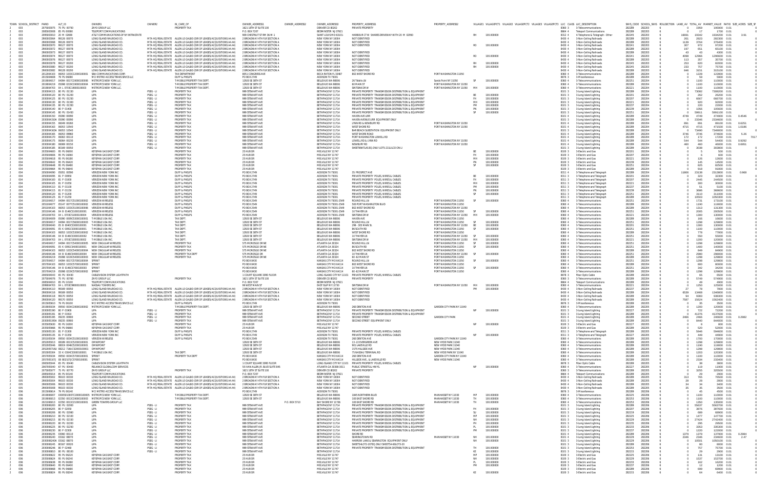| TOWN | SCHOOL_DISTRICT | PARID | ALT_ID | OWNER1 | OWNER2 | IN_CARE_OF | OWNER_ADDRESS1 | OWNER_ADDRESS2 | OWNER_ADDRESS3 | PROPERTY_ADDRESS1 | PROPERTY_ADDRESS2 | VILLAGE1 | VILLAGEPCT1 | VILLAGE2 | VILLAGEPCT2 | VILLAGE3 | VILLAGEPCT3 | LUC | CLASS | LUC_DESCRIPTION | SWIS_CODE | SCHOOL_SWIS | ROLLSECTION | LAND_AV | TOTAL_AV | MARKET_VALUE | RATIO | SIZE_ACRES | SIZE_SF |
|---|---|---|---|---|---|---|---|---|---|---|---|---|---|---|---|---|---|---|---|---|---|---|---|---|---|---|---|---|---|
| 2 | 003 | 2075603075 | 75 PU 00750 | ZAYO GROUP LLC | | PROPERTY TAX | 1621 18TH ST SUITE 100 | | DENVER CO 80202 | PRIVATE PROPERTY | | | | | | | | 8366 | 4 | 3-Telecommunications | 282289 | 282203 | 6 | 0 | 1959 | 195900 | 0.01 | | 0 |
| 2 | 003 | 2085003808 | 85 PU 00080 | TELEPORT COMMUNICATIONS | | | P.O. BOX 7207 | | BEDMINSTER NJ 07921 | | | | | | | | | 8664 | 4 | Teleport Communications | 282289 | 282203 | 6 | 0 | 17 | 1700 | 0.01 | | 0 |
| 2 | 003 | 2095003010 | 20 M 02690 | AT&T CORP/WORKS/TAXES OF NY INTRASTATE | | | 909 CHESTNUT ST RM 36-M-1 | | SAINT LOUIS MO 63101- | HARBOUR CT W SHARES DRIVEWAY WITH 20 M 02950 | | RH | 100.000000 | | | | | 8312 | 4 | 4-Telephone & Telegraph - Other | 282245 | 282203 | 6 | 18691 | 18042 | 1804200 | 0.01 | 3.91 | |
| 2 | 003 | 2900003064 | 99126 00078 | LONG ISLAND RAILROAD CO. | MTA HQ REAL ESTATE | ALLEN LO GALBO (DIR OF LEASES/ACQUISITIONS A4.44) | 2 BROADWAY 4TH FLR SECTION A | | NEW YORK NY 10004 | NOT IDENTIFIED | | | | | | | | 8430 | 4 | 3-Non-Ceiling Railroads | 282289 | 282203 | 6 | 261 | 2823 | 282300 | 0.01 | | 0 |
| 2 | 003 | 2900003068 | 99126 00078 | LONG ISLAND RAILROAD CO. | MTA HQ REAL ESTATE | ALLEN LO GALBO (DIR OF LEASES/ACQUISITIONS A4.44) | 2 BROADWAY 4TH FLR SECTION A | | NEW YORK NY 10004 | NOT IDENTIFIED | | | | | | | | 8430 | 4 | 3-Non-Ceiling Railroads | 282289 | 282203 | 6 | 1139 | 3764 | 376400 | 0.01 | | 0 |
| 2 | 003 | 2900003070 | 99127 00078 | LONG ISLAND RAILROAD CO. | MTA HQ REAL ESTATE | ALLEN LO GALBO (DIR OF LEASES/ACQUISITIONS A4.44) | 2 BROADWAY 4TH FLR SECTION A | | NEW YORK NY 10004 | NOT IDENTIFIED | | RO | 100.000000 | | | | | 8430 | 4 | 3-Non-Ceiling Railroads | 282241 | 282203 | 6 | 307 | 972 | 97200 | 0.01 | | 0 |
| 2 | 003 | 2900003072 | 99127 00078 | LONG ISLAND RAILROAD CO. | MTA HQ REAL ESTATE | ALLEN LO GALBO (DIR OF LEASES/ACQUISITIONS A4.44) | 2 BROADWAY 4TH FLR SECTION A | | NEW YORK NY 10004 | | | | | | | | | 8430 | 4 | 3-Non-Ceiling Railroads | 282289 | 282203 | 6 | 197 | 651 | 65100 | 0.01 | | 0 |
| 2 | 003 | 2900003073 | 99127 00078 | LONG ISLAND RAILROAD CO. | MTA HQ REAL ESTATE | ALLEN LO GALBO (DIR OF LEASES/ACQUISITIONS A4.44) | 2 BROADWAY 4TH FLR SECTION A | | NEW YORK NY 10004 | NOT IDENTIFIED | | | | | | | | 8430 | 4 | 3-Non-Ceiling Railroads | 282289 | 282203 | 6 | 43 | 43 | 4300 | 0.01 | | 0 |
| 2 | 003 | 2900003074 | 99127 00078 | LONG ISLAND RAILROAD CO. | MTA HQ REAL ESTATE | ALLEN LO GALBO (DIR OF LEASES/ACQUISITIONS A4.44) | 2 BROADWAY 4TH FLR SECTION A | | NEW YORK NY 10004 | NOT IDENTIFIED | | RO | 100.000000 | | | | | 8430 | 4 | 3-Non-Ceiling Railroads | 282241 | 282203 | 6 | 4098 | 12966 | 1296600 | 0.01 | | 0 |
| 2 | 003 | 2900003076 | 99127 00078 | LONG ISLAND RAILROAD CO. | MTA HQ REAL ESTATE | ALLEN LO GALBO (DIR OF LEASES/ACQUISITIONS A4.44) | 2 BROADWAY 4TH FLR SECTION A | | NEW YORK NY 10004 | NOT IDENTIFIED | | | | | | | | 8430 | 4 | 3-Non-Ceiling Railroads | 282289 | 282203 | 6 | 113 | 357 | 35700 | 0.01 | | 0 |
| 2 | 003 | 2900003078 | 99127 00206 | LONG ISLAND RAILROAD CO. | MTA HQ REAL ESTATE | ALLEN LO GALBO (DIR OF LEASES/ACQUISITIONS A4.44) | 2 BROADWAY 4TH FLR SECTION A | | NEW YORK NY 10004 | NOT IDENTIFIED | | RH | 100.000000 | | | | | 8430 | 4 | 3-Non-Ceiling Railroads | 282245 | 282203 | 6 | 253 | 820 | 82000 | 0.01 | | 0 |
| 2 | 003 | 2900003080 | 99127 00206 | LONG ISLAND RAILROAD CO. | MTA HQ REAL ESTATE | ALLEN LO GALBO (DIR OF LEASES/ACQUISITIONS A4.44) | 2 BROADWAY 4TH FLR SECTION A | | NEW YORK NY 10004 | NOT IDENTIFIED | | RH | 100.000000 | | | | | 8430 | 4 | 3-Non-Ceiling Railroads | 282245 | 282203 | 6 | 233 | 757 | 75700 | 0.01 | | 0 |
| 2 | 003 | 2900003082 | 99128 00206 | LONG ISLAND RAILROAD CO. | MTA HQ REAL ESTATE | ALLEN LO GALBO (DIR OF LEASES/ACQUISITIONS A4.44) | 2 BROADWAY 4TH FLR SECTION A | | NEW YORK NY 10004 | NOT IDENTIFIED | | | | | | | | 8430 | 4 | 3-Non-Ceiling Railroads | 282289 | 282203 | 6 | 846 | 3151 | 315100 | 0.01 | | 0 |
| 2 | 004 | 2012094103 | 06053 10331C3200100001 | SBA COMMUNICATIONS CORP | | TAX DEPARTMENT | 8051 CONGRESS AVE | | BOCA RATON FL 33487 | 802 WEST SHORE RD | PORT WASHINGTON 11050 | | | | | | | 8360 | 4 | 3-Telecommunications | 282289 | 282204 | 6 | 0 | 1228 | 122800 | 0.01 | | 0 |
| 2 | 004 | 2015004608 | 79 PU 06080 | MCI METRO ACCESS TRANS SVCS LLC | | DUFF & PHELPS | PO BOX 2749 | | ADDISON TX 75001 | | | | | | | | | 8676 | 5 | 3-Miscellaneous | 282289 | 282204 | 6 | 0 | 59 | 5900 | 0.01 | | 0 |
| 2 | 004 | 2019094017 | 04094 00177C5900100006 | METROPCS NEW YORK LLC. | | T-MOBILE PROPERTY TAX DEPT. | 12920 SE 38TH ST | | BELLEVUE WA 98006 | 26 Tibbits LN | Sands Point NY 11050 | SP | 100.000000 | | | | | 8360 | 4 | 3-Telecommunications | 282251 | 282204 | 6 | 0 | 1100 | 110000 | 0.01 | | 0 |
| 2 | 004 | 2019094219 | 05088 0219C5900100004 | METROPCS NEW YORK LLC. | | T-MOBILE PROPERTY TAX DEPT. | 12920 SE 38TH ST | | BELLEVUE WA 98006 | 60 MAIN ST | PORT WASHINGTON NY 11050 | | | | | | | 8360 | 4 | 3-Telecommunications | 282289 | 282204 | 6 | 0 | 1100 | 110000 | 0.01 | | 0 |
| 2 | 004 | 2019094703 | 04 L 0703C5900100003 | METROPCS NEW YORK LLC. | | T-MOBILE PROPERTY TAX DEPT. | 12920 SE 38TH ST | | BELLEVUE WA 98006 | SINTSINK DR W | PORT WASHINGTON NY 11050 | MH | 100.000000 | | | | | 8360 | 4 | 3-Telecommunications | 282221 | 282204 | 6 | 0 | 1100 | 110000 | 0.01 | | 0 |
| 2 | 004 | 2030094115 | 80 PU 01150 | LIPA | PSEG - LI | PROPERTY TAX | 999 STEWART AVE | | BETHPAGE NY 11714 | PRIVATE PROPERTY TRANSMISSION DISTRIBUTION & EQUIPMENT | | | | | | | | 8101 | 3 | 3-Long Island Lighting | 282289 | 282204 | 6 | 0 | 73060 | 7306000 | 0.01 | | 0 |
| 2 | 004 | 2030094120 | 80 PU 01200 | LIPA | PSEG - LI | PROPERTY TAX | 999 STEWART AVE | | BETHPAGE NY 11714 | PRIVATE PROPERTY TRANSMISSION DISTRIBUTION & EQUIPMENT | | BE | 100.000000 | | | | | 8101 | 3 | 3-Long Island Lighting | 282201 | 282204 | 6 | 0 | 262 | 26200 | 0.01 | | 0 |
| 2 | 004 | 2030094125 | 80 PU 01250 | LIPA | PSEG - LI | PROPERTY TAX | 999 STEWART AVE | | BETHPAGE NY 11714 | PRIVATE PROPERTY TRANSMISSION DISTRIBUTION & EQUIPMENT | | FH | 100.000000 | | | | | 8101 | 3 | 3-Long Island Lighting | 282207 | 282204 | 6 | 0 | 6667 | 666700 | 0.01 | | 0 |
| 2 | 004 | 2030094130 | 80 PU 01300 | LIPA | PSEG - LI | PROPERTY TAX | 999 STEWART AVE | | BETHPAGE NY 11714 | PRIVATE PROPERTY TRANSMISSION DISTRIBUTION & EQUIPMENT | | MH | 100.000000 | | | | | 8101 | 3 | 3-Long Island Lighting | 282221 | 282204 | 6 | 0 | 920 | 92000 | 0.01 | | 0 |
| 2 | 004 | 2030094135 | 80 PU 01350 | LIPA | PSEG - LI | PROPERTY TAX | 999 STEWART AVE | | BETHPAGE NY 11714 | PRIVATE PROPERTY TRANSMISSION DISTRIBUTION & EQUIPMENT | | PM | 100.000000 | | | | | 8101 | 3 | 3-Long Island Lighting | 282237 | 282204 | 6 | 0 | 220 | 22000 | 0.01 | | 0 |
| 2 | 004 | 2030094140 | 80 PU 01400 | LIPA | PSEG - LI | PROPERTY TAX | 999 STEWART AVE | | BETHPAGE NY 11714 | PRIVATE PROPERTY TRANSMISSION DISTRIBUTION & EQUIPMENT | | PN | 100.000000 | | | | | 8101 | 3 | 3-Long Island Lighting | 282239 | 282204 | 6 | 0 | 1056 | 105600 | 0.01 | | 0 |
| 2 | 004 | 2030094145 | 80 PU 01450 | LIPA | PSEG - LI | PROPERTY TAX | 999 STEWART AVE | | BETHPAGE NY 11714 | PRIVATE PROPERTY TRANSMISSION DISTRIBUTION & EQUIPMENT | | SP | 100.000000 | | | | | 8101 | 3 | 3-Long Island Lighting | 282251 | 282204 | 6 | 0 | 59911 | 5991100 | 0.01 | | 0 |
| 2 | 004 | 2030094150 | 05090 00090 | LIPA | PSEG - LI | PROPERTY TAX | 999 STEWART AVE | | BETHPAGE NY 11714 | HAVEN AVE LIRR | | | | | | | | 8101 | 3 | 3-Long Island Lighting | 282289 | 282204 | 6 | 4749 | 4749 | 474900 | 0.01 | 0.4546 | |
| 2 | 004 | 2030094150A | 05090 00090 | LIPA | PSEG - LI | PROPERTY TAX | 999 STEWART AVE | | BETHPAGE NY 11714 | HAVEN AVENUE LIRR EQUIPMENT ONLY | | | | | | | | 8101 | 3 | 3-Long Island Lighting | 282289 | 282204 | 6 | 0 | 23346 | 2334600 | 0.01 | | 0 |
| 2 | 004 | 2030094155 | 06049 00260 | LIPA | PSEG - LI | PROPERTY TAX | 999 STEWART AVE | | BETHPAGE NY 11714- | LYNN RD & NEWBURY RD | PORT WASHINGTON NY 11050 | | | | | | | 8101 | 3 | 3-Long Island Lighting | 282289 | 282204 | 6 | 891 | 891 | 89100 | 0.01 | 0.6251 | |
| 2 | 004 | 2030094163 | 06053 10540 | LIPA | PSEG - LI | PROPERTY TAX | 999 STEWART AVE | | BETHPAGE NY 11714- | WEST SHORE RD | PORT WASHINGTON NY 11050 | | | | | | | 8101 | 3 | 3-Long Island Lighting | 282289 | 282204 | 6 | 4715 | 4715 | 471500 | 0.01 | 1.0186 | |
| 2 | 004 | 2030094163A | 06053 10540 | LIPA | PSEG - LI | PROPERTY TAX | 999 STEWART AVE | | BETHPAGE NY 11714- | BAR BEACH SUBSTATION EQUIPMENT ONLY | | | | | | | | 8101 | 3 | 3-Long Island Lighting | 282289 | 282204 | 6 | 0 | 73490 | 7349000 | 0.01 | | 0 |
| 2 | 004 | 2030094165 | 06053 08960 | LIPA | PSEG - LI | PROPERTY TAX | 999 STEWART AVE | | BETHPAGE NY 11714- | WEST SHORE ROAD | | | | | | | | 8101 | 3 | 3-Long Island Lighting | 282289 | 282204 | 6 | 3746 | 3746 | 374600 | 0.01 | 5.26 | |
| 2 | 004 | 2030094170 | 06063 00110 | LIPA | PSEG - LI | PROPERTY TAX | 999 STEWART AVE | | BETHPAGE NY 11714- | PORT WASHINGTON LOWELL RD | | | | | | | | 8101 | 3 | 3-Long Island Lighting | 282289 | 282204 | 6 | 172 | 172 | 17200 | 0.01 | | 7017 |
| 2 | 004 | 2030094175 | 06064 00230 | LIPA | PSEG - LI | PROPERTY TAX | 999 STEWART AVE | | BETHPAGE NY 11714- | LOWELL RD & LYNN RD | PORT WASHINGTON NY 11050 | | | | | | | 8101 | 3 | 3-Long Island Lighting | 282289 | 282204 | 6 | 544 | 544 | 54400 | 0.01 | 0.9292 | |
| 2 | 004 | 2030094180 | 06069 00150 | LIPA | PSEG - LI | PROPERTY TAX | 999 STEWART AVE | | BETHPAGE NY 11714- | NEWBURY RD | PORT WASHINGTON NY 11050 | | | | | | | 8101 | 3 | 3-Long Island Lighting | 282289 | 282204 | 6 | 460 | 460 | 46000 | 0.01 | 0.6951 | |
| 2 | 004 | 2030094185 | 80169 00050 | LIPA | PSEG - LI | PROPERTY TAX | 999 STEWART AVE | | BETHPAGE NY 11714 | SHEETS ATLAS DJ ONLY LOTS-211LLCO ON LI | | | | | | | | 8101 | 3 | 3-Long Island Lighting | 282289 | 282204 | 6 | 0 | 3038 | 303800 | 0.01 | | 0 |
| 2 | 004 | 2035004600 | 85 PU 06000 | KEYSPAN GAS EAST CORP. | | PROPERTY TAX | 25 HUB DR | | MELVILLE NY 11747 | | | BE | 100.000000 | | | | | 8100 | 3 | 3-Electric and Gas | 282201 | 282204 | 6 | 0 | 5 | 500 | 0.01 | | 0 |
| 2 | 004 | 2035004606 | 85 PU 06060 | KEYSPAN GAS EAST CORP. | | PROPERTY TAX | 25 HUB DR | | MELVILLE NY 11747 | | | FH | 100.000000 | | | | | 8100 | 3 | 3-Electric and Gas | 282207 | 282204 | 6 | 0 | 6 | 600 | 0.01 | | 0 |
| 2 | 004 | 2035004618 | 85 PU 06180 | KEYSPAN GAS EAST CORP. | | PROPERTY TAX | 25 HUB DR | | MELVILLE NY 11747 | | | MH | 100.000000 | | | | | 8100 | 3 | 3-Electric and Gas | 282221 | 282204 | 6 | 0 | 126 | 12600 | 0.01 | | 0 |
| 2 | 004 | 2035004620 | 85 PU 06420 | KEYSPAN GAS EAST CORP. | | PROPERTY TAX | 25 HUB DR | | MELVILLE NY 11747 | | | PN | 100.000000 | | | | | 8100 | 3 | 3-Electric and Gas | 282239 | 282204 | 6 | 0 | 145 | 14500 | 0.01 | | 0 |
| 2 | 004 | 2035004164 | 85 PU 06480 | KEYSPAN GAS EAST CORP. | | PROPERTY TAX | 25 HUB DR | | MELVILLE NY 11747 | | | SP | 100.000000 | | | | | 8100 | 3 | 3-Electric and Gas | 282251 | 282204 | 6 | 0 | 8255 | 825500 | 0.01 | | 0 |
| 2 | 004 | 2035004664 | 85 PU 06640 | KEYSPAN GAS EAST CORP. | | PROPERTY TAX | 25 HUB DR | | MELVILLE NY 11747 | | | | | | | | | 8100 | 3 | 3-Electric and Gas | 282289 | 282204 | 6 | 0 | 918 | 91800 | 0.01 | | 0 |
| 2 | 004 | 2050004090 | 05051 00598 | VERIZON NEW YORK INC | | DUFF & PHELPS | PO BOX 2749 | | ADDISON TX 75001 | 35 PROSPECT AVE | | | | | | | | 8311 | 3 | 3-Telephone and Telegraph | 282289 | 282204 | 6 | 11806 | 23138 | 2313800 | 0.01 | 0.968 | |
| 2 | 004 | 2050004095 | 81 P 00950 | VERIZON NEW YORK INC | | DUFF & PHELPS | PO BOX 2749 | | ADDISON TX 75001 | PRIVATE PROPERTY POLES, WIRES & CABLES | | BE | 100.000000 | | | | | 8311 | 3 | 3-Telephone and Telegraph | 282201 | 282204 | 6 | 0 | 323 | 32300 | 0.01 | | 0 |
| 2 | 004 | 2050004100 | 81 P 01000 | VERIZON NEW YORK INC | | DUFF & PHELPS | PO BOX 2749 | | ADDISON TX 75001 | PRIVATE PROPERTY POLES, WIRES & CABLES | | FH | 100.000000 | | | | | 8311 | 3 | 3-Telephone and Telegraph | 282207 | 282204 | 6 | 0 | 2445 | 244500 | 0.01 | | 0 |
| 2 | 004 | 2050004105 | 81 P 01050 | VERIZON NEW YORK INC | | DUFF & PHELPS | PO BOX 2749 | | ADDISON TX 75001 | PRIVATE PROPERTY POLES, WIRES & CABLES | | MH | 100.000000 | | | | | 8311 | 3 | 3-Telephone and Telegraph | 282221 | 282204 | 6 | 0 | 300 | 30000 | 0.01 | | 0 |
| 2 | 004 | 2050004110 | 81 P 01100 | VERIZON NEW YORK INC | | DUFF & PHELPS | PO BOX 2749 | | ADDISON TX 75001 | PRIVATE PROPERTY POLES, WIRES & CABLES | | PM | 100.000000 | | | | | 8311 | 3 | 3-Telephone and Telegraph | 282237 | 282204 | 6 | 0 | 51 | 5100 | 0.01 | | 0 |
| 2 | 004 | 2050004115 | 81 P 01150 | VERIZON NEW YORK INC | | DUFF & PHELPS | PO BOX 2749 | | ADDISON TX 75001 | PRIVATE PROPERTY POLES, WIRES & CABLES | | PN | 100.000000 | | | | | 8311 | 3 | 3-Telephone and Telegraph | 282239 | 282204 | 6 | 0 | 3686 | 368600 | 0.01 | | 0 |
| 2 | 004 | 2050004120 | 81 P 01200 | VERIZON NEW YORK INC | | DUFF & PHELPS | PO BOX 2749 | | ADDISON TX 75001 | PRIVATE PROPERTY POLES, WIRES & CABLES | | SP | 100.000000 | | | | | 8311 | 3 | 3-Telephone and Telegraph | 282251 | 282204 | 6 | 0 | 3110 | 311000 | 0.01 | | 0 |
| 2 | 004 | 2050004125 | 81 P 01250 | VERIZON NEW YORK INC | | DUFF & PHELPS | PO BOX 2749 | | ADDISON TX 75001 | PRIVATE PROPERTY POLES, WIRES & CABLES | | | | | | | | 8311 | 3 | 3-Telephone and Telegraph | 282289 | 282204 | 6 | 0 | 10503 | 1050300 | 0.01 | | 0 |
| 2 | 004 | 2051004017 | 04094 00177C5100100002 | VERIZON WIRELESS | | DUFF & PHELPS | PO BOX 2549 | | ADDISON TX 75001-2549 | ROUND HILL LN | PORT WASHINGTON 11050 | SP | 100.000000 | | | | | 8360 | 4 | 3-Telecommunications | 282251 | 282204 | 6 | 0 | 1731 | 173100 | 0.01 | | 0 |
| 2 | 004 | 2051004077 | 05147 00777C5100100002 | VERIZON WIRELESS | | DUFF & PHELPS | PO BOX 2549 | | ADDISON TX 75001-2549 | 500 PORT WASHINGTON BLVD | PORT WASHINGTON 11050 | | | | | | | 8360 | 4 | 3-Telecommunications | 282289 | 282204 | 6 | 0 | 1190 | 119000 | 0.01 | | 0 |
| 2 | 004 | 2051004103 | 06053 10331C5100100006 | VERIZON WIRELESS | | DUFF & PHELPS | PO BOX 2549 | | ADDISON TX 75001-2549 | 802 WEST SHORE RD | PORT WASHINGTON NY 11050 | | | | | | | 8360 | 4 | 3-Telecommunications | 282289 | 282204 | 6 | 0 | 1313 | 131300 | 0.01 | | 0 |
| 2 | 004 | 2051004146 | 04 B 0146C5100100001 | VERIZON WIRELESS | | DUFF & PHELPS | PO BOX 2549 | | ADDISON TX 75001-2549 | 10 THAYER LN | PORT WASHINGTON 11050 | SP | 100.000000 | | | | | 8360 | 4 | 3-Telecommunications | 282251 | 282204 | 6 | 0 | 2005 | 200500 | 0.01 | | 0 |
| 2 | 004 | 2051004703 | 04 L 0703C5100100004 | VERIZON WIRELESS | | DUFF & PHELPS | PO BOX 2549 | | ADDISON TX 75001-2549 | SINTSINK DR W | PORT WASHINGTON NY 11050 | MH | 100.000000 | | | | | 8360 | 4 | 3-Telecommunications | 282221 | 282204 | 6 | 0 | 1300 | 130000 | 0.01 | | 0 |
| 2 | 004 | 2053004009 | 05090 0009C5300100001 | T-MOBILE USA INC. | | TAX DEPT. | 12920 SE 38TH ST | | BELLEVUE WA 98006 | HAVEN AVE | PORT WASHINGTON 11050 | | | | | | | 8360 | 4 | 3-Telecommunications | 282289 | 282204 | 6 | 0 | 166 | 16600 | 0.01 | | 0 |
| 2 | 004 | 2053004017 | 04094 00177C5600100003 | T-MOBILE USA INC. | | TAX DEPT. | 12920 SE 38TH ST | | BELLEVUE WA 98006 | ROUND HILL LN | PORT WASHINGTON 11050 | SP | 100.000000 | | | | | 8360 | 4 | 3-Telecommunications | 282251 | 282204 | 6 | 0 | 1298 | 129800 | 0.01 | | 0 |
| 2 | 004 | 2053004040 | 05 B 0040C5300100001 | T-MOBILE USA INC. | | TAX DEPT. | 12920 SE 38TH ST | | BELLEVUE WA 98006 | 298 - 305 MAIN St | PORT WASHINGTON NY 11050 | BE | 100.000000 | | | | | 8360 | 4 | 3-Telecommunications | 282201 | 282204 | 6 | 0 | 1300 | 130000 | 0.01 | | 0 |
| 2 | 004 | 2053004091 | 05 K 0091C5300100001 | T-MOBILE USA INC. | | TAX DEPT. | 12920 SE 38TH ST | | BELLEVUE WA 98006 | 86 SOUTH RD | PORT WASHINGTON 11050 | SP | 100.000000 | | | | | 8360 | 4 | 3-Telecommunications | 282251 | 282204 | 6 | 0 | 1100 | 110000 | 0.01 | | 0 |
| 2 | 004 | 2053004103 | 06053 10331C5300100002 | T-MOBILE USA INC. | | TAX DEPT. | 12920 SE 38TH ST | | BELLEVUE WA 98006 | WEST SHORE RD | PORT WASHINGTON 11050 | | | | | | | 8360 | 4 | 3-Telecommunications | 282289 | 282204 | 6 | 0 | 778 | 77800 | 0.01 | | 0 |
| 2 | 004 | 2053004146 | 04 B 0146C5300100002 | T-MOBILE USA INC. | | TAX DEPT. | 12920 SE 38TH ST | | BELLEVUE WA 98006 | 10 THAYER LN | PORT WASHINGTON 11050 | SP | 100.000000 | | | | | 8360 | 4 | 3-Telecommunications | 282251 | 282204 | 6 | 0 | 550 | 55000 | 0.01 | | 0 |
| 2 | 004 | 2053004703 | 04 L 0703C5300100002 | T-MOBILE USA INC. | | TAX DEPT. | 12920 SE 38TH ST | | BELLEVUE WA 98006 | SINTSINK DR W | PORT WASHINGTON NY 11050 | MH | 100.000000 | | | | | 8360 | 4 | 3-Telecommunications | 282221 | 282204 | 6 | 0 | 1200 | 120000 | 0.01 | | 0 |
| 2 | 004 | 2054004017 | 04094 00177C5400100005 | NEW CINGULAR WIRELESS | | PROPERTY TAX | 575 MOROSGO DR NE | | ATLANTA GA 30324 | ROUND HILL LN | PORT WASHINGTON 11050 | SP | 100.000000 | | | | | 8360 | 4 | 3-Telecommunications | 282251 | 282204 | 6 | 0 | 1298 | 129800 | 0.01 | | 0 |
| 2 | 004 | 2054004091 | 05 K 0091C5400100001 | NEW CINGULAR WIRELESS | | PROPERTY TAX | 575 MOROSGO DR NE | | ATLANTA GA 30324 | 86 SOUTH RD | PORT WASHINGTON 11050 | SP | 100.000000 | | | | | 8360 | 4 | 3-Telecommunications | 282251 | 282204 | 6 | 0 | 1400 | 140000 | 0.01 | | 0 |
| 2 | 004 | 2054004103 | 06053 10331C5400100004 | NEW CINGULAR WIRELESS | | PROPERTY TAX | 575 MOROSGO DR NE | | ATLANTA GA 30324 | 802 WEST SHORE RD | PORT WASHINGTON 11050 | | | | | | | 8360 | 4 | 3-Telecommunications | 282289 | 282204 | 6 | 0 | 849 | 84900 | 0.01 | | 0 |
| 2 | 004 | 2054004146 | 04 B 0146C5400100004 | NEW CINGULAR WIRELESS | | PROPERTY TAX DEPT | 575 MOROSGO DR NE | | ATLANTA GA 30324 | 10 THAYER LN | PORT WASHINGTON NY 11050 | SP | 100.000000 | | | | | 8360 | 4 | 3-Telecommunications | 282251 | 282204 | 6 | 0 | 2980 | 298000 | 0.01 | | 0 |
| 2 | 004 | 2054004219 | 05088 0219C5400100002 | NEW CINGULAR WIRELESS | | PROPERTY TAX | 575 MOROSGO DR NE | | ATLANTA GA 30324 | 60 MAIN ST | PORT WASHINGTON 11050 | | | | | | | 8360 | 4 | 3-Telecommunications | 282289 | 282204 | 6 | 0 | 1298 | 129800 | 0.01 | | 0 |
| 2 | 004 | 2057004017 | 04094 00177C5700100004 | SPRINT | | | PO BOX 8430 | | KANSAS CITY MO 64114 | ROUND HILL LN | PORT WASHINGTON 11050 | SP | 100.000000 | | | | | 8360 | 4 | 3-Telecommunications | 282251 | 282204 | 6 | 0 | 1298 | 129800 | 0.01 | | 0 |
| 2 | 004 | 2057004103 | 06053 10331C5700100003 | SPRINT | | | PO BOX 8430 | | KANSAS CITY MO 64114 | 802 WEST SHORE RD | PORT WASHINGTON 11050 | | | | | | | 8360 | 4 | 3-Telecommunications | 282289 | 282204 | 6 | 0 | 800 | 80000 | 0.01 | | 0 |
| 2 | 004 | 2057004146 | 04 B 0146C5700100003 | SPRINT | | | PO BOX 8430 | | KANSAS CITY MO 64114 | 10 THAYER LN | PORT WASHINGTON 11050 | SP | 100.000000 | | | | | 8360 | 4 | 3-Telecommunications | 282251 | 282204 | 6 | 0 | 342 | 34200 | 0.01 | | 0 |
| 2 | 004 | 2057004219 | 05088 0219C5700100002 | SPRINT | | | PO BOX 8430 | | KANSAS CITY MO 64114 | 60 MAIN ST | PORT WASHINGTON 11050 | | | | | | | 8360 | 4 | 3-Telecommunications | 282289 | 282204 | 6 | 0 | 1298 | 129800 | 0.01 | | 0 |
| 2 | 004 | 2065004043 | 65 PU 00430 | CABLEVISION SYSTEM LIGHTPATH | | | 1 COURT SQUARE 33RD FLOOR | | LONG ISLAND CITY NY 11101 | PRIVATE PROPERTY POLES, WIRES & CABLES | | | | | | | | 8678 | 3 | Fiber Optic Cable | 282289 | 282204 | 6 | 0 | 65 | 6500 | 0.01 | | 0 |
| 2 | 004 | 2075004076 | 75 PU 00760 | ZAYO GROUP LLC | | PROPERTY TAX | 1621 18TH ST SUITE 100 | | DENVER CO 80202 | PRIVATE PROPERTY | | | | | | | | 8366 | 4 | 3-Telecommunications | 282289 | 282204 | 6 | 0 | 5749 | 574900 | 0.01 | | 0 |
| 2 | 004 | 2085004010 | 85 PU 00100 | TELEPORT COMMUNICATIONS | | | P.O. BOX 7207 | | BEDMINSTER NJ 07921 | | | | | | | | | 8664 | 4 | Teleport Communications | 282289 | 282204 | 6 | 0 | 49 | 4900 | 0.01 | | 0 |
| 2 | 004 | 2099004703 | 04 L 0703C9800100001 | NASSAU TOWERS INC | | | 99 WEST MAIN ST | | EAST ISLIP NY 11730 | SINTSINK DR W | PORT WASHINGTON NY 11050 | MH | 100.000000 | | | | | 8360 | 4 | 3-Telecommunications | 282221 | 282204 | 6 | 0 | 1650 | 165000 | 0.01 | | 0 |
| 2 | 004 | 2900004110 | 99169 00059 | LONG ISLAND RAILROAD CO. | MTA HQ REAL ESTATE | ALLEN LO GALBO (DIR OF LEASES/ACQUISITIONS A4.44) | 2 BROADWAY 4TH FLR SECTION A | | NEW YORK NY 10004 | NOT IDENTIFIED | | PM | 100.000000 | | | | | 8430 | 4 | 3-Non-Ceiling Railroads | 282237 | 282204 | 6 | 27 | 78 | 7800 | 0.01 | | 0 |
| 2 | 004 | 2900004116 | 99169 00059 | LONG ISLAND RAILROAD CO. | MTA HQ REAL ESTATE | ALLEN LO GALBO (DIR OF LEASES/ACQUISITIONS A4.44) | 2 BROADWAY 4TH FLR SECTION A | | NEW YORK NY 10004 | NOT IDENTIFIED | | | | | | | | 8430 | 4 | 3-Non-Ceiling Railroads | 282289 | 282204 | 6 | 8539 | 13468 | 1346800 | 0.01 | | 0 |
| 2 | 004 | 2900004118 | 99170 00059 | LONG ISLAND RAILROAD CO. | MTA HQ REAL ESTATE | ALLEN LO GALBO (DIR OF LEASES/ACQUISITIONS A4.44) | 2 BROADWAY 4TH FLR SECTION A | | NEW YORK NY 10004 | NOT IDENTIFIED | | | | | | | | 8430 | 4 | 3-Non-Ceiling Railroads | 282289 | 282204 | 6 | 94 | 9383 | 938300 | 0.01 | | 0 |
| 2 | 004 | 2900004120 | 99170 00059 | LONG ISLAND RAILROAD CO. | MTA HQ REAL ESTATE | ALLEN LO GALBO (DIR OF LEASES/ACQUISITIONS A4.44) | 2 BROADWAY 4TH FLR SECTION A | | NEW YORK NY 10004 | NOT IDENTIFIED | | | | | | | | 8430 | 4 | 3-Non-Ceiling Railroads | 282289 | 282204 | 6 | 7587 | 15624 | 1562400 | 0.01 | | 0 |
| 2 | 005 | 2015005610 | 79 PU 06100 | MCI METRO ACCESS TRANS SVCS LLC | | DUFF & PHELPS | PO BOX 2749 | | ADDISON TX 75001 | | | | | | | | | 8676 | 5 | 3-Miscellaneous | 282289 | 282205 | 6 | 0 | 35 | 3500 | 0.01 | | 0 |
| 2 | 005 | 2019005034 | 09550 00340C5900100002 | METROPCS NEW YORK LLC. | | T-MOBILE PROPERTY TAX DEPT. | 12920 SE 38TH ST | | BELLEVUE WA 98006 | 260 DENTON AVE | GARDEN CITY PARK NY 11040 | | | | | | | 8360 | 4 | 3-Telecommunications | 282289 | 282205 | 6 | 0 | 1200 | 120000 | 0.01 | | 0 |
| 2 | 005 | 2030005300 | 80 P 01900 | LIPA | PSEG - LI | PROPERTY TAX | 999 STEWART AVE | | BETHPAGE NY 11714 | PRIVATE PROPERTY TRANSMISSION DISTRIBUTION & EQUIPMENT | | NP | 100.000000 | | | | | 8101 | 3 | 3-Long Island Lighting | 282227 | 282205 | 6 | 0 | 722 | 72200 | 0.01 | | 0 |
| 2 | 005 | 2030005301 | 80 P 01910 | LIPA | PSEG - LI | PROPERTY TAX | 999 STEWART AVE | | BETHPAGE NY 11714 | PRIVATE PROPERTY TRANSMISSION DISTRIBUTION & EQUIPMENT | | | | | | | | 8101 | 3 | 3-Long Island Lighting | 282289 | 282205 | 6 | 0 | 41376 | 4137600 | 0.01 | | 0 |
| 2 | 005 | 2030005395 | 09235 00900 | LIPA | PSEG - LI | PROPERTY TAX | 999 STEWART AVE | | BETHPAGE NY 11714 | SECOND STREET | GARDEN CITY PARK | | | | | | | 8101 | 3 | 3-Long Island Lighting | 282289 | 282205 | 6 | 2466 | 2466 | 246600 | 0.01 | 0.2982 | |
| 2 | 005 | 2030005395A | 09235 00900 | LIPA | PSEG - LI | PROPERTY TAX | 999 STEWART AVE | | BETHPAGE NY 11714 | SECOND STREET EQUIPMENT ONLY | | | | | | | | 8101 | 3 | 3-Long Island Lighting | 282289 | 282205 | 6 | 0 | 8440 | 844000 | 0.01 | | 0 |
| 2 | 005 | 2035005630 | 85 PU 16300 | KEYSPAN GAS EAST CORP. | | PROPERTY TAX | 25 HUB DR | | MELVILLE NY 11747 | | | NP | 100.000000 | | | | | 8100 | 3 | 3-Electric and Gas | 282227 | 282205 | 6 | 0 | 8 | 800 | 0.01 | | 0 |
| 2 | 005 | 2035005666 | 85 PU 06660 | KEYSPAN GAS EAST CORP. | | PROPERTY TAX | 25 HUB DR | | MELVILLE NY 11747 | | | | | | | | | 8100 | 3 | 3-Electric and Gas | 282289 | 282205 | 6 | 0 | 520 | 52000 | 0.01 | | 0 |
| 2 | 005 | 2050005130 | 81 P 01300 | VERIZON NEW YORK INC | | DUFF & PHELPS | PO BOX 2749 | | ADDISON TX 75001 | PRIVATE PROPERTY POLES, WIRES & CABLES | | | | | | | | 8311 | 3 | 3-Telephone and Telegraph | 282289 | 282205 | 6 | 0 | 5946 | 594600 | 0.01 | | 0 |
| 2 | 005 | 2050005135 | 81 P 01350 | VERIZON NEW YORK INC | | DUFF & PHELPS | PO BOX 2749 | | ADDISON TX 75001 | PRIVATE PROPERTY POLES, WIRES & CABLES | | NP | 100.000000 | | | | | 8311 | 3 | 3-Telephone and Telegraph | 282227 | 282205 | 6 | 0 | 449 | 44900 | 0.01 | | 0 |
| 2 | 005 | 2051005034 | 09550 00340C5100100003 | VERIZON WIRELESS | | DUFF & PHELPS | PO BOX 2549 | | ADDISON TX 75001-2549 | 260 DENTON AVE | GARDEN CITY PARK NY 11040 | | | | | | | 8360 | 4 | 3-Telecommunications | 282289 | 282205 | 6 | 0 | 1700 | 170000 | 0.01 | | 0 |
| 2 | 005 | 2052005013 | 08189 0013C5200100001 | OMNIPOINT | | | 12920 SE 38TH ST | | BELLEVUE WA 98006 | 13 -22 EVERGREEN AVE | NEW HYDE PARK 11040 | | | | | | | 8360 | 4 | 3-Telecommunications | 282289 | 282205 | 6 | 0 | 1298 | 129800 | 0.01 | | 0 |
| 2 | 005 | 2052005046 | 08009 00460C5200100001 | OMNIPOINT | | | 12920 SE 38TH ST | | BELLEVUE WA 98006 | 901 LAKEVILLE RD | NEW HYDE PARK NY 11040 | | | | | | | 8360 | 4 | 3-Telecommunications | 282289 | 282205 | 6 | 0 | 1190 | 119000 | 0.01 | | 0 |
| 2 | 005 | 2052005716G | 08212 716GC5200100001 | OMNIPOINT | | | 12920 SE 38TH ST | | BELLEVUE WA 98006 | 1575 HILLSIDE AVE | NEW HYDE PARK NY 11040 | | | | | | | 8360 | 4 | 3-Telecommunications | 282289 | 282205 | 6 | 0 | 1298 | 129800 | 0.01 | | 0 |
| 2 | 005 | 2053005304 | 33 K 0304C5300100001 | T-MOBILE USA INC. | | TAX DEPT. | 12920 SE 38TH ST | | BELLEVUE WA 98006 | 75 NASSAU TERMINAL RD | NEW HYDE PARK NY 11040 | | | | | | | 8360 | 4 | 3-Telecommunications | 282289 | 282205 | 6 | 0 | 1203 | 120300 | 0.01 | | 0 |
| 2 | 005 | 2057005034 | 09550 00340C5700100002 | SPRINT | | PROPERTY TAX DEPT | PO BOX 8430 | | KANSAS CITY MO 64114 | 260 DENTON AVE | GARDEN CITY PARK NY 11040 | | | | | | | 8360 | 4 | 3-Telecommunications | 282289 | 282205 | 6 | 0 | 1100 | 110000 | 0.01 | | 0 |
| 2 | 005 | 2057005107J | 08 00210 7C5700100001 | SPRINT | | | PO BOX 8430 | | KANSAS CITY MO 64114 | HILLSIDE AVE, & LAKEVILLE RD | NEW HYDE PARK NY 11040 | | | | | | | 8360 | 4 | 3-Telecommunications | 282289 | 282205 | 6 | 0 | 2334 | 233400 | 0.01 | | 0 |
| 2 | 005 | 2065005044 | 65 PU 00440 | CABLEVISION SYSTEM LIGHTPATH | | | 1 COURT SQUARE 33RD FLOOR | | LONG ISLAND CITY NY 11101 | PRIVATE PROPERTY POLES, WIRES & CABLES | | | | | | | | 8678 | 3 | Fiber Optic Cable | 282289 | 282205 | 6 | 0 | 38 | 3800 | 0.01 | | 0 |
| 2 | 005 | 2067005040 | 67 PU 00400 | RELIANCE GLOBALCOM SERVICES | | | 55 IVAN ALLEN JR. BLVD SUITE 845 | | ATLANTA GA 30308-3011 | PUBLIC STREETS & HWYS | | NP | 100.000000 | | | | | 8360 | 4 | 3-Telecommunications | 282227 | 282205 | 6 | 0 | 119 | 11900 | 0.01 | | 0 |
| 2 | 005 | 2075005077 | 75 PU 00770 | ZAYO GROUP LLC | | | 1621 18TH ST SUITE 100 | | DENVER CO 80202 | PRIVATE PROPERTY | | | | | | | | 8366 | 4 | 3-Telecommunications | 282289 | 282205 | 6 | 0 | 3255 | 325500 | 0.01 | | 0 |
| 2 | 005 | 2085005014 | 85 PU 00140 | TELEPORT COMMUNICATIONS | | | P.O. BOX 7207 | | BEDMINSTER NJ 07921 | | | | | | | | | 8664 | 4 | Teleport Communications | 282289 | 282205 | 6 | 0 | 29 | 2900 | 0.01 | | 0 |
| 2 | 005 | 2900005002 | 99103 00330 | LONG ISLAND RAILROAD CO. | MTA HQ REAL ESTATE | ALLEN LO GALBO (DIR OF LEASES/ACQUISITIONS A4.44) | 2 BROADWAY 4TH FLR SECTION A | | NEW YORK NY 10004 | NOT IDENTIFIED | | | | | | | | 8430 | 4 | 3-Non-Ceiling Railroads | 282289 | 282205 | 6 | 313 | 755 | 75500 | 0.01 | | 0 |
| 2 | 005 | 2900005004 | 99103 00330 | LONG ISLAND RAILROAD CO. | MTA HQ REAL ESTATE | ALLEN LO GALBO (DIR OF LEASES/ACQUISITIONS A4.44) | 2 BROADWAY 4TH FLR SECTION A | | NEW YORK NY 10004 | NOT IDENTIFIED | | | | | | | | 8430 | 4 | 3-Non-Ceiling Railroads | 282289 | 282205 | 6 | 28 | 28 | 2800 | 0.01 | | 0 |
| 2 | 005 | 2900005006 | 99103 00330 | LONG ISLAND RAILROAD CO. | MTA HQ REAL ESTATE | ALLEN LO GALBO (DIR OF LEASES/ACQUISITIONS A4.44) | 2 BROADWAY 4TH FLR SECTION A | | NEW YORK NY 10004 | NOT IDENTIFIED | | | | | | | | 8430 | 4 | 3-Non-Ceiling Railroads | 282289 | 282205 | 6 | 34 | 34 | 3400 | 0.01 | | 0 |
| 2 | 005 | 2900005008 | 99103 00330 | LONG ISLAND RAILROAD CO. | MTA HQ REAL ESTATE | ALLEN LO GALBO (DIR OF LEASES/ACQUISITIONS A4.44) | 2 BROADWAY 4TH FLR SECTION A | | NEW YORK NY 10004 | NOT IDENTIFIED | | | | | | | | 8430 | 4 | 3-Non-Ceiling Railroads | 282289 | 282205 | 6 | 35 | 35 | 3500 | 0.01 | | 0 |
| 2 | 006 | 2015006818 | 79 PU 06180 | MCI METRO ACCESS TRANS SVCS LLC | | DUFF & PHELPS | PO BOX 2749 | | ADDISON TX 75001 | | | | | | | | | 8676 | 5 | 3-Miscellaneous | 282289 | 282206 | 6 | 0 | 45 | 4500 | 0.01 | | 0 |
| 2 | 006 | 2019006007 | 03005010007C59000100005 | METROPCS NEW YORK LLC. | | T-MOBILE PROPERTY TAX DEPT. | 12920 SE 38TH ST | | BELLEVUE WA 98006 | 1843 NORTHERN BLVD | MANHASSET NY 11030 | MH | 100.000000 | | | | | 8360 | 4 | 3-Telecommunications | 282225 | 282206 | 6 | 0 | 1100 | 110000 | 0.01 | | 0 |
| 2 | 006 | 2019006013 | 02250 0013C5900100003 | METROPCS NEW YORK LLC. | | T-MOBILE PROPERTY TAX DEPT. | 12920 SE 38TH ST | | BELLEVUE WA 98006 | 100 EAST SHORE RD | MANHASSET NY 11030 | TH | 100.000000 | | | | | 8360 | 4 | 3-Telecommunications | 282253 | 282206 | 6 | 0 | 1100 | 110000 | 0.01 | | 0 |
| 2 | 006 | 2021006013 | 02250 0013C2100100001 | GREEN TOWERS GROUP LLC | | | P.O. BOX 5710 | | BAY SHORE NY 11706 | 100 EAST SHORE RD | MANHASSET NY 11030 | TH | 100.000000 | | | | | 8360 | 4 | 3-Telecommunications | 282253 | 282206 | 6 | 0 | 1350 | 135000 | 0.01 | | 0 |
| 2 | 006 | 2030006200 | 80 PU 02000 | LIPA | PSEG - LI | PROPERTY TAX | 999 STEWART AVE | | BETHPAGE NY 11714 | PRIVATE PROPERTY TRANSMISSION DISTRIBUTION & EQUIPMENT | | | | | | | | 8101 | 3 | 3-Long Island Lighting | 282289 | 282206 | 6 | 0 | 55637 | 5563700 | 0.01 | | 0 |
| 2 | 006 | 2030006205 | 80 P 02050 | LIPA | PSEG - LI | PROPERTY TAX | 999 STEWART AVE | | BETHPAGE NY 11714 | PRIVATE PROPERTY TRANSMISSION DISTRIBUTION & EQUIPMENT | | FH | 100.000000 | | | | | 8101 | 3 | 3-Long Island Lighting | 282207 | 282206 | 6 | 0 | 3876 | 387600 | 0.01 | | 0 |
| 2 | 006 | 2030006210 | 80 PU 02100 | LIPA | PSEG - LI | PROPERTY TAX | 999 STEWART AVE | | BETHPAGE NY 11714 | PRIVATE PROPERTY TRANSMISSION DISTRIBUTION & EQUIPMENT | | SU | 100.000000 | | | | | 8101 | 3 | 3-Long Island Lighting | 282219 | 282206 | 6 | 0 | 1800 | 180000 | 0.01 | | 0 |
| 2 | 006 | 2030006215 | 80 PU 02150 | LIPA | PSEG - LI | PROPERTY TAX | 999 STEWART AVE | | BETHPAGE NY 11714 | PRIVATE PROPERTY TRANSMISSION DISTRIBUTION & EQUIPMENT | | MH | 100.000000 | | | | | 8101 | 3 | 3-Long Island Lighting | 282225 | 282206 | 6 | 0 | 1477 | 147700 | 0.01 | | 0 |
| 2 | 006 | 2030006220 | 80 PU 02200 | LIPA | PSEG - LI | PROPERTY TAX | 999 STEWART AVE | | BETHPAGE NY 11714 | PRIVATE PROPERTY TRANSMISSION DISTRIBUTION & EQUIPMENT | | PD | 100.000000 | | | | | 8101 | 3 | 3-Long Island Lighting | 282241 | 282206 | 6 | 0 | 27424 | 2742400 | 0.01 | | 0 |
| 2 | 006 | 2030006225 | 80 PU 02250 | LIPA | PSEG - LI | PROPERTY TAX | 999 STEWART AVE | | BETHPAGE NY 11714 | PRIVATE PROPERTY TRANSMISSION DISTRIBUTION & EQUIPMENT | | PL | 100.000000 | | | | | 8101 | 3 | 3-Long Island Lighting | 282243 | 282206 | 6 | 0 | 3353 | 335300 | 0.01 | | 0 |
| 2 | 006 | 2030006230 | 80 P 02300 | LIPA | PSEG - LI | PROPERTY TAX | 999 STEWART AVE | | BETHPAGE NY 11714 | PRIVATE PROPERTY TRANSMISSION DISTRIBUTION & EQUIPMENT | | PM | 100.000000 | | | | | 8101 | 3 | 3-Long Island Lighting | 282237 | 282206 | 6 | 0 | 1200 | 120000 | 0.01 | | 0 |
| 2 | 006 | 2030006235 | 03060 00110 | LIPA | PSEG - LI | PROPERTY TAX | 999 STEWART AVE | | BETHPAGE NY 11714 | SHORE RD | | | | | | | | 8101 | 3 | 3-Long Island Lighting | 282289 | 282206 | 6 | 1379 | 1379 | 137900 | 0.01 | 0.2984 | |
| 2 | 006 | 2030006240 | 03162 00070 | LIPA | PSEG - LI | PROPERTY TAX | 999 STEWART AVE | | BETHPAGE NY 11714- | SEARINGTOWN RD | MANHASSET NY 11030 | | | | | | | 8101 | 3 | 3-Long Island Lighting | 282289 | 282206 | 6 | 2346 | 2346 | 234600 | 0.01 | 2.47 | |
| 2 | 006 | 2030006240A | 03162 00070 | LIPA | PSEG - LI | PROPERTY TAX | 999 STEWART AVE | | BETHPAGE NY 11714- | HARROW LANE & SEARINGTON EQUIPMENT ONLY | | | | | | | | 8101 | 3 | 3-Long Island Lighting | 282289 | 282206 | 6 | 0 | 10501 | 1050100 | 0.01 | | 0 |
| 2 | 006 | 2030006245 | 80367 00920 | LIPA | PSEG - LI | PROPERTY TAX | 999 STEWART AVE | | BETHPAGE NY 11714 | SHEETS 4L6-20780, ONLY SHEET54-60LOT3-20 | | | | | | | | 8101 | 3 | 3-Long Island Lighting | 282289 | 282206 | 6 | 0 | 42 | 4200 | 0.01 | | 0 |
| 2 | 006 | 2030006246 | 80 P 02460 | LIPA | PSEG - LI | PROPERTY TAX | 999 STEWART AVE | | BETHPAGE NY 11714 | PRIVATE PROPERTY TRANSMISSION DISTRIBUTION & EQUIPMENT | | TH | 100.000000 | | | | | 8101 | 3 | 3-Long Island Lighting | 282253 | 282206 | 6 | 0 | 757 | 75700 | 0.01 | | 0 |
| 2 | 006 | 2030006250 | 80 PU 02500 | LIPA | PSEG - LI | PROPERTY TAX | 999 STEWART AVE | | BETHPAGE NY 11714 | PRIVATE PROPERTY TRANSMISSION DISTRIBUTION & EQUIPMENT | | KE | 100.000000 | | | | | 8101 | 3 | 3-Long Island Lighting | 282229 | 282206 | 6 | 0 | 29 | 2900 | 0.01 | | 0 |
| 2 | 006 | 2035006622 | 85 PU 06220 | KEYSPAN GAS EAST CORP. | | PROPERTY TAX | 25 HUB DR | | MELVILLE NY 11747 | | | | | | | | | 8100 | 3 | 3-Electric and Gas | 282289 | 282206 | 6 | 0 | 2 | 200 | 0.01 | | 0 |
| 2 | 006 | 2035006624 | 85 PU 06240 | KEYSPAN GAS EAST CORP. | | PROPERTY TAX | 25 HUB DR | | MELVILLE NY 11747 | | | FH | 100.000000 | | | | | 8100 | 3 | 3-Electric and Gas | 282207 | 282206 | 6 | 0 | 131 | 13100 | 0.01 | | 0 |
| 2 | 006 | 2035006636 | 85 PU 06360 | KEYSPAN GAS EAST CORP. | | PROPERTY TAX | 25 HUB DR | | MELVILLE NY 11747 | | | MH | 100.000000 | | | | | 8100 | 3 | 3-Electric and Gas | 282225 | 282206 | 6 | 0 | 1537 | 153700 | 0.01 | | 0 |
| 2 | 006 | 2035006640 | 85 PU 06400 | KEYSPAN GAS EAST CORP. | | PROPERTY TAX | 25 HUB DR | | MELVILLE NY 11747 | | | PD | 100.000000 | | | | | 8100 | 3 | 3-Electric and Gas | 282241 | 282206 | 6 | 0 | 1269 | 126900 | 0.01 | | 0 |
| 2 | 006 | 2035006660 | 85 PU 06600 | KEYSPAN GAS EAST CORP. | | PROPERTY TAX | 25 HUB DR | | MELVILLE NY 11747 | | | | | | | | | 8100 | 3 | 3-Electric and Gas | 282289 | 282206 | 6 | 0 | 699 | 69900 | 0.01 | | 0 |
| 2 | 006 | 2035006820 | 85 PU 06820 | KEYSPAN GAS EAST CORP. | | PROPERTY TAX | 25 HUB DR | | MELVILLE NY 11747 | | | KE | 100.000000 | | | | | 8100 | 3 | 3-Electric and Gas | 282215 | 282206 | 6 | 0 | 64 | 6400 | 0.01 | | 0 |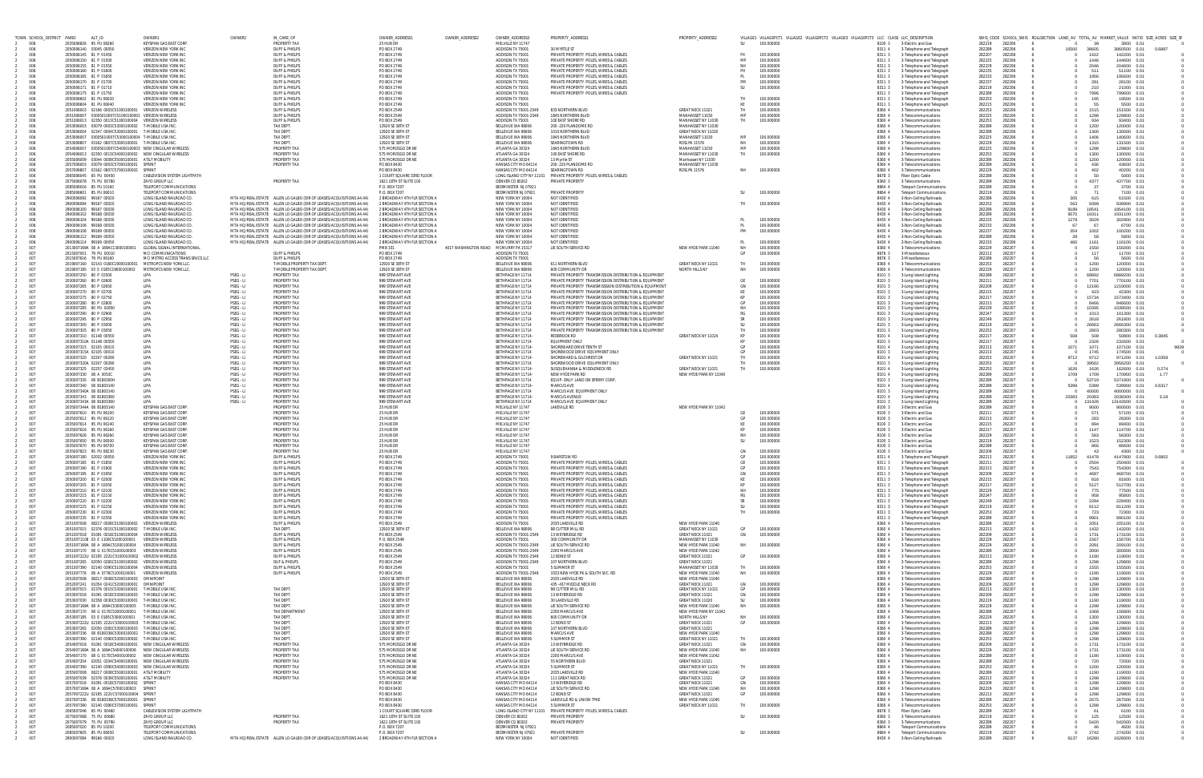| TOWN | SCHOOL_DISTRICT | PARID | ALT_ID | OWNER1 | OWNER2 | IN_CARE_OF | OWNER_ADDRESS1 | OWNER_ADDRESS2 | OWNER_ADDRESS3 | PROPERTY_ADDRESS1 | PROPERTY_ADDRESS2 | VILLAGE1 | VILLAGEPCT1 | VILLAGE2 | VILLAGEPCT2 | VILLAGE3 | VILLAGEPCT3 | LUC | CLASS | LUC_DESCRIPTION | SWIS_CODE | SCHOOL_SWIS | ROLLSECTION | LAND_AV | TOTAL_AV | MARKET_VALUE | RATIO | SIZE_ACRES | SIZE_SF |
|---|---|---|---|---|---|---|---|---|---|---|---|---|---|---|---|---|---|---|---|---|---|---|---|---|---|---|---|---|---|
| 2 | 006 | 2050006826 | 85 PU 00260 | KEYSPAN GAS EAST CORP. | | PROPERTY TAX | 25 HUB DR | | MELVILLE NY 11747 | | | SU | 100.000000 | | | | | 8100 | 3 | Electric and Gas | 282219 | 282206 | 6 | 0 | 29 | 2900 | 0.01 | | 0 |
| 2 | 006 | 2050006140 | 03045 00050 | VERIZON NEW YORK INC. | | DUFF & PHELPS | PO BOX 2749 | | ADDISON TX 75001 | 30 MYRTLE ST | | | | | | | | 8311 | 4 | Telephone and Telegraph | 282289 | 282206 | 6 | 10500 | 38605 | 3860500 | 0.01 | 0.6887 | 0 |
| 2 | 006 | 2050006145 | 81 P 01450 | VERIZON NEW YORK INC. | | DUFF & PHELPS | PO BOX 2749 | | ADDISON TX 75001 | PRIVATE PROPERTY POLES, WIRES & CABLES | | FH | 100.000000 | | | | | 8311 | 3 | Telephone and Telegraph | 282207 | 282206 | 6 | 0 | 1422 | 142200 | 0.01 | | 0 |
| 2 | 006 | 2050006150 | 81 P 01500 | VERIZON NEW YORK INC. | | DUFF & PHELPS | PO BOX 2749 | | ADDISON TX 75001 | PRIVATE PROPERTY POLES, WIRES & CABLES | | MP | 100.000000 | | | | | 8311 | 3 | Telephone and Telegraph | 282223 | 282206 | 6 | 0 | 1446 | 144600 | 0.01 | | 0 |
| 2 | 006 | 2050006155 | 81 P 01550 | VERIZON NEW YORK INC. | | DUFF & PHELPS | PO BOX 2749 | | ADDISON TX 75001 | PRIVATE PROPERTY POLES, WIRES & CABLES | | NH | 100.000000 | | | | | 8311 | 3 | Telephone and Telegraph | 282229 | 282206 | 6 | 0 | 2046 | 204600 | 0.01 | | 0 |
| 2 | 006 | 2050006160 | 81 P 01600 | VERIZON NEW YORK INC. | | DUFF & PHELPS | PO BOX 2749 | | ADDISON TX 75001 | PRIVATE PROPERTY POLES, WIRES & CABLES | | PH | 100.000000 | | | | | 8311 | 3 | Telephone and Telegraph | 282235 | 282206 | 6 | 0 | 511 | 51100 | 0.01 | | 0 |
| 2 | 006 | 2050006165 | 81 P 01650 | VERIZON NEW YORK INC. | | DUFF & PHELPS | PO BOX 2749 | | ADDISON TX 75001 | PRIVATE PROPERTY POLES, WIRES & CABLES | | PL | 100.000000 | | | | | 8311 | 3 | Telephone and Telegraph | 282233 | 282206 | 6 | 0 | 1956 | 195600 | 0.01 | | 0 |
| 2 | 006 | 2050006170 | 81 P 01700 | VERIZON NEW YORK INC. | | DUFF & PHELPS | PO BOX 2749 | | ADDISON TX 75001 | PRIVATE PROPERTY POLES, WIRES & CABLES | | PM | 100.000000 | | | | | 8311 | 3 | Telephone and Telegraph | 282237 | 282206 | 6 | 0 | 281 | 28100 | 0.01 | | 0 |
| 2 | 006 | 2050006171 | 81 P 01710 | VERIZON NEW YORK INC. | | DUFF & PHELPS | PO BOX 2749 | | ADDISON TX 75001 | PRIVATE PROPERTY POLES, WIRES & CABLES | | SU | 100.000000 | | | | | 8311 | 3 | Telephone and Telegraph | 282219 | 282206 | 6 | 0 | 210 | 21000 | 0.01 | | 0 |
| 2 | 006 | 2050006175 | 81 P 01750 | VERIZON NEW YORK INC. | | DUFF & PHELPS | PO BOX 2749 | | ADDISON TX 75001 | PRIVATE PROPERTY POLES, WIRES & CABLES | | | | | | | | 8311 | 3 | Telephone and Telegraph | 282289 | 282206 | 6 | 0 | 7996 | 799600 | 0.01 | | 0 |
| 2 | 006 | 2050006602 | 81 PU 06020 | VERIZON NEW YORK INC. | | DUFF & PHELPS | PO BOX 2749 | | ADDISON TX 75001 | | | TH | 100.000000 | | | | | 8311 | 3 | Telephone and Telegraph | 282253 | 282206 | 6 | 0 | 195 | 19500 | 0.01 | | 0 |
| 2 | 006 | 2050006604 | 81 PU 06040 | VERIZON NEW YORK INC. | | DUFF & PHELPS | PO BOX 2749 | | ADDISON TX 75001 | | | KE | 100.000000 | | | | | 8311 | 3 | Telephone and Telegraph | 282215 | 282206 | 6 | 0 | 55 | 5500 | 0.01 | | 0 |
| 2 | 006 | 2051006003 | 02166 0003C5100010001 | VERIZON WIRELESS | | DUFF & PHELPS | PO BOX 2549 | | ADDISON TX 75001-2549 | 833 NORTHERN BLVD | GREAT NECK 11021 | TH | 100.000000 | | | | | 8360 | 4 | Telecommunications | 282253 | 282206 | 6 | 0 | 1515 | 151500 | 0.01 | | 0 |
| 2 | 006 | 2051006007 | 0000500100TC5100010001 | VERIZON WIRELESS | | DUFF & PHELPS | PO BOX 2549 | | ADDISON TX 75001-2549 | 1845 NORTHERN BLVD | MANHASSET 11030 | MP | 100.000000 | | | | | 8360 | 4 | Telecommunications | 282223 | 282206 | 6 | 0 | 1298 | 129800 | 0.01 | | 0 |
| 2 | 006 | 2051006013 | 02350 0013C5100010004 | VERIZON WIRELESS | | DUFF & PHELPS | PO BOX 2749 | | ADDISON TX 75001 | 100 EAST SHORE RD | MANHASSET NY 11030 | TH | 100.000000 | | | | | 8360 | 4 | Telecommunications | 282253 | 282206 | 6 | 0 | 934 | 93400 | 0.01 | | 0 |
| 2 | 006 | 2053006003 | 03079 0003C5300010002 | T-MOBILE USA INC. | | TAX DEPT. | 12920 SE 38TH ST | | BELLEVUE WA 98006 | 200 -220 PLANDOME RD | MANHASSET NY 11030 | | | | | | | 8360 | 4 | Telecommunications | 282289 | 282206 | 6 | 0 | 1200 | 120000 | 0.01 | | 0 |
| 2 | 006 | 2053006004 | 02347 0004C5300010001 | T-MOBILE USA INC. | | TAX DEPT. | 12920 SE 38TH ST | | BELLEVUE WA 98006 | 1010 NORTHERN BLVD | GREAT NECK NY 10020 | | | | | | | 8360 | 4 | Telecommunications | 282289 | 282206 | 6 | 0 | 1300 | 130000 | 0.01 | | 0 |
| 2 | 006 | 2053006007 | 0000500100TC5300010004 | T-MOBILE USA INC. | | TAX DEPT. | 12920 SE 38TH ST | | BELLEVUE WA 98006 | 1845 NORTHERN BLVD | MANHASSET 11030 | MP | 100.000000 | | | | | 8360 | 4 | Telecommunications | 282223 | 282206 | 6 | 0 | 1400 | 140000 | 0.01 | | 0 |
| 2 | 006 | 2053006087 | 03162 0807C5300010001 | T-MOBILE USA INC. | | TAX DEPT. | 12920 SE 38TH ST | | BELLEVUE WA 98006 | SEARINGTOWN RD | ROSLYN 11576 | NH | 100.000000 | | | | | 8360 | 4 | Telecommunications | 282229 | 282206 | 6 | 0 | 1315 | 131500 | 0.01 | | 0 |
| 2 | 006 | 2054006007 | 0000500100TC5400010003 | NEW CINGULAR WIRELESS | | PROPERTY TAX | 575 MOROSGO DR NE | | ATLANTA GA 30324 | 1845 NORTHERN BLVD | MANHASSET 11030 | MP | 100.000000 | | | | | 8360 | 4 | Telecommunications | 282223 | 282206 | 6 | 0 | 1298 | 129800 | 0.01 | | 0 |
| 2 | 006 | 2054006013 | 02350 0013C5400010002 | NEW CINGULAR WIRELESS | | PROPERTY TAX | 575 MOROSGO DR NE | | ATLANTA GA 30324 | 100 EAST SHORE RD | MANHASSET NY 11030 | TH | 100.000000 | | | | | 8360 | 4 | Telecommunications | 282253 | 282206 | 6 | 0 | 1300 | 130000 | 0.01 | | 0 |
| 2 | 006 | 2056006009 | 03044 0009C5500010001 | AT&T MOBILITY | | PROPERTY TAX | 575 MOROSGO DR NE | | ATLANTA GA 30324 | 13 MYRTLE ST | Manhasset NY 11030 | | | | | | | 8360 | 4 | Telecommunications | 282289 | 282206 | 6 | 0 | 1200 | 120000 | 0.01 | | 0 |
| 2 | 006 | 2057006003 | 03079 0003C5700010003 | SPRINT | | | PO BOX 8430 | | KANSAS CITY MO 64114 | 200 -220 PLANDOME RD | MANHASSET NY 11030 | | | | | | | 8360 | 4 | Telecommunications | 282289 | 282206 | 6 | 0 | 436 | 43600 | 0.01 | | 0 |
| 2 | 006 | 2057006087 | 03162 0807C5700010002 | SPRINT | | | PO BOX 8430 | | KANSAS CITY MO 64114 | SEARINGTOWN RD | ROSLYN 11576 | NH | 100.000000 | | | | | 8360 | 4 | Telecommunications | 282229 | 282206 | 6 | 0 | 402 | 40200 | 0.01 | | 0 |
| 2 | 006 | 2065006045 | 65 PU 00450 | CABLEVISION SYSTEM LIGHTPATH | | | 1 COURT SQUARE 33RD FLOOR | | LONG ISLAND CITY NY 11101 | PRIVATE PROPERTY POLES, WIRES & CABLES | | | | | | | | 8678 | 3 | Fiber Optic Cable | 282289 | 282206 | 6 | 0 | 50 | 5000 | 0.01 | | 0 |
| 2 | 006 | 2075006078 | 75 PU 00780 | ZAYO GROUP LLC | | PROPERTY TAX | 1621 18TH ST SUITE 100 | | DENVER CO 80202 | PRIVATE PROPERTY | | | | | | | | 8360 | 3 | Telecommunications | 282289 | 282206 | 6 | 0 | 4377 | 437700 | 0.01 | | 0 |
| 2 | 006 | 2085006016 | 85 PU 10160 | TELEPORT COMMUNICATIONS | | | P.O. BOX 7207 | | BEDMINSTER NJ 07921 | | | | | | | | | 8664 | 4 | Teleport Communications | 282289 | 282206 | 6 | 0 | 37 | 3700 | 0.01 | | 0 |
| 2 | 006 | 2085006061 | 85 PU 06610 | TELEPORT COMMUNICATIONS | | | P.O. BOX 7207 | | BEDMINSTER NJ 07921 | PRIVATE PROPERTY | | SU | 100.000000 | | | | | 8664 | 4 | Teleport Communications | 282219 | 282206 | 6 | 0 | 71 | 7100 | 0.01 | | 0 |
| 2 | 006 | 2900006092 | 99167 00020 | LONG ISLAND RAILROAD CO. | MTA HQ/REAL ESTATE | ALLEN LO GALBO (DIR OF LEASES/ACQUISITIONS A4.44) | 2 BROADWAY 4TH FLR SECTION A | | NEW YORK NY 10004 | NOT IDENTIFIED | | | | | | | | 8430 | 4 | Non-Ceiling Railroads | 282289 | 282206 | 6 | 305 | 615 | 61500 | 0.01 | | 0 |
| 2 | 006 | 2900006094 | 99167 00020 | LONG ISLAND RAILROAD CO. | MTA HQ/REAL ESTATE | ALLEN LO GALBO (DIR OF LEASES/ACQUISITIONS A4.44) | 2 BROADWAY 4TH FLR SECTION A | | NEW YORK NY 10004 | NOT IDENTIFIED | | TH | 100.000000 | | | | | 8430 | 4 | Non-Ceiling Railroads | 282253 | 282206 | 6 | 563 | 9399 | 939900 | 0.01 | | 0 |
| 2 | 006 | 2900006100 | 99167 00030 | LONG ISLAND RAILROAD CO. | MTA HQ/REAL ESTATE | ALLEN LO GALBO (DIR OF LEASES/ACQUISITIONS A4.44) | 2 BROADWAY 4TH FLR SECTION A | | NEW YORK NY 10004 | NOT IDENTIFIED | | | | | | | | 8430 | 4 | Non-Ceiling Railroads | 282289 | 282206 | 6 | 9189 | 18541 | 1854100 | 0.01 | | 0 |
| 2 | 006 | 2900006102 | 99168 00030 | LONG ISLAND RAILROAD CO. | MTA HQ/REAL ESTATE | ALLEN LO GALBO (DIR OF LEASES/ACQUISITIONS A4.44) | 2 BROADWAY 4TH FLR SECTION A | | NEW YORK NY 10004 | NOT IDENTIFIED | | | | | | | | 8430 | 4 | Non-Ceiling Railroads | 282289 | 282206 | 6 | 8570 | 19311 | 1931100 | 0.01 | | 0 |
| 2 | 006 | 2900006104 | 99168 00030 | LONG ISLAND RAILROAD CO. | MTA HQ/REAL ESTATE | ALLEN LO GALBO (DIR OF LEASES/ACQUISITIONS A4.44) | 2 BROADWAY 4TH FLR SECTION A | | NEW YORK NY 10004 | NOT IDENTIFIED | | PL | 100.000000 | | | | | 8430 | 4 | Non-Ceiling Railroads | 282233 | 282206 | 6 | 1278 | 3029 | 302900 | 0.01 | | 0 |
| 2 | 006 | 2900006106 | 99168 00050 | LONG ISLAND RAILROAD CO. | MTA HQ/REAL ESTATE | ALLEN LO GALBO (DIR OF LEASES/ACQUISITIONS A4.44) | 2 BROADWAY 4TH FLR SECTION A | | NEW YORK NY 10004 | NOT IDENTIFIED | | PL | 100.000000 | | | | | 8430 | 4 | Non-Ceiling Railroads | 282233 | 282206 | 6 | 67 | 67 | 6700 | 0.01 | | 0 |
| 2 | 006 | 2900006108 | 99169 00050 | LONG ISLAND RAILROAD CO. | MTA HQ/REAL ESTATE | ALLEN LO GALBO (DIR OF LEASES/ACQUISITIONS A4.44) | 2 BROADWAY 4TH FLR SECTION A | | NEW YORK NY 10004 | NOT IDENTIFIED | | PM | 100.000000 | | | | | 8430 | 4 | Non-Ceiling Railroads | 282237 | 282206 | 6 | 354 | 1002 | 100200 | 0.01 | | 0 |
| 2 | 006 | 2900006112 | 99169 00050 | LONG ISLAND RAILROAD CO. | MTA HQ/REAL ESTATE | ALLEN LO GALBO (DIR OF LEASES/ACQUISITIONS A4.44) | 2 BROADWAY 4TH FLR SECTION A | | NEW YORK NY 10004 | NOT IDENTIFIED | | | | | | | | 8430 | 4 | Non-Ceiling Railroads | 282289 | 282206 | 6 | 28 | 58 | 5800 | 0.01 | | 0 |
| 2 | 006 | 2900006114 | 99169 00050 | LONG ISLAND RAILROAD CO. | MTA HQ/REAL ESTATE | ALLEN LO GALBO (DIR OF LEASES/ACQUISITIONS A4.44) | 2 BROADWAY 4TH FLR SECTION A | | NEW YORK NY 10004 | NOT IDENTIFIED | | PL | 100.000000 | | | | | 8430 | 4 | Non-Ceiling Railroads | 282233 | 282206 | 6 | 460 | 1161 | 116100 | 0.01 | | 0 |
| 2 | 007 | 2013007169A | 08 A 169AC1300010001 | GLOBAL SIGNAL/INTERNATIONAL | | | PMB 331 | 4017 WASHINGTON ROAD | MCMURRAY PA 15317 | LIE SOUTH SERVICE RD | NEW HYDE PARK 11040 | NH | 100.000000 | | | | | 8360 | 4 | Telecommunications | 282229 | 282207 | 6 | 0 | 1550 | 155000 | 0.01 | | 0 |
| 2 | 007 | 2015007001 | 79 PU 00010 | MCI COMMUNICATIONS | | DUFF & PHELPS | PO BOX 2749 | | ADDISON TX 75001 | | | GP | 100.000000 | | | | | 8678 | 3 | Miscellaneous | 282211 | 282207 | 6 | 0 | 117 | 11700 | 0.01 | | 0 |
| 2 | 007 | 2016007036 | 79 PU 00360 | MCI METRO ACCESS TRANSMISSION LLC | | DUFF & PHELPS | PO BOX 2749 | | ADDISON TX 75001 | | | | | | | | | 8678 | 3 | Miscellaneous | 282289 | 282207 | 6 | 0 | 56 | 5600 | 0.01 | | 0 |
| 2 | 007 | 2018007160 | 02143 0160C1900010001 | METROPCS NEW YORK LLC | | T-MOBILE PROPERTY TAX DEPT. | 12920 SE 38TH ST | | BELLEVUE WA 98006 | 811 NORTHERN BLVD | GREAT NECK NY 11021 | TH | 100.000000 | | | | | 8360 | 4 | Telecommunications | 282253 | 282207 | 6 | 0 | 1200 | 120000 | 0.01 | | 0 |
| 2 | 007 | 2018007185 | 03 E 0185C1900010002 | METROPCS NEW YORK LLC. | | T-MOBILE PROPERTY TAX DEPT. | 12920 SE 38TH ST | | BELLEVUE WA 98006 | 600 COMMUNITY DR | NORTH HILLS NY | NH | 100.000000 | | | | | 8360 | 4 | Telecommunications | 282229 | 282207 | 6 | 0 | 1200 | 120000 | 0.01 | | 0 |
| 2 | 007 | 2030007250 | 80 P 02500 | LIPA | PSEG - LI | PROPERTY TAX | 999 STEWART AVE | | BETHPAGE NY 11714 | PRIVATE PROPERTY TRANSMISSION DISTRIBUTION & EQUIPMENT | | | | | | | | 8101 | 3 | Long Island Lighting | 282289 | 282207 | 6 | 0 | 68892 | 6889200 | 0.01 | | 0 |
| 2 | 007 | 2030007260 | 80 P 02600 | LIPA | PSEG - LI | PROPERTY TAX | 999 STEWART AVE | | BETHPAGE NY 11714 | PRIVATE PROPERTY TRANSMISSION DISTRIBUTION & EQUIPMENT | | GE | 100.000000 | | | | | 8101 | 3 | Long Island Lighting | 282211 | 282207 | 6 | 0 | 7701 | 770100 | 0.01 | | 0 |
| 2 | 007 | 2030007265 | 80 P 02650 | LIPA | PSEG - LI | PROPERTY TAX | 999 STEWART AVE | | BETHPAGE NY 11714 | PRIVATE PROPERTY TRANSMISSION DISTRIBUTION & EQUIPMENT | | GN | 100.000000 | | | | | 8101 | 3 | Long Island Lighting | 282209 | 282207 | 6 | 0 | 12190 | 1219000 | 0.01 | | 0 |
| 2 | 007 | 2030007270 | 80 P 02700 | LIPA | PSEG - LI | PROPERTY TAX | 999 STEWART AVE | | BETHPAGE NY 11714 | PRIVATE PROPERTY TRANSMISSION DISTRIBUTION & EQUIPMENT | | KE | 100.000000 | | | | | 8101 | 3 | Long Island Lighting | 282215 | 282207 | 6 | 0 | 423 | 42300 | 0.01 | | 0 |
| 2 | 007 | 2030007275 | 80 P 02750 | LIPA | PSEG - LI | PROPERTY TAX | 999 STEWART AVE | | BETHPAGE NY 11714 | PRIVATE PROPERTY TRANSMISSION DISTRIBUTION & EQUIPMENT | | KP | 100.000000 | | | | | 8101 | 3 | Long Island Lighting | 282217 | 282207 | 6 | 0 | 15734 | 1573400 | 0.01 | | 0 |
| 2 | 007 | 2030007280 | 80 P 02800 | LIPA | PSEG - LI | PROPERTY TAX | 999 STEWART AVE | | BETHPAGE NY 11714 | PRIVATE PROPERTY TRANSMISSION DISTRIBUTION & EQUIPMENT | | GP | 100.000000 | | | | | 8101 | 3 | Long Island Lighting | 282213 | 282207 | 6 | 0 | 8466 | 846600 | 0.01 | | 0 |
| 2 | 007 | 2030007285 | 80 PU 02850 | LIPA | PSEG - LI | PROPERTY TAX | 999 STEWART AVE | | BETHPAGE NY 11714 | PRIVATE PROPERTY TRANSMISSION DISTRIBUTION & EQUIPMENT | | NH | 100.000000 | | | | | 8101 | 3 | Long Island Lighting | 282229 | 282207 | 6 | 0 | 10395 | 1039500 | 0.01 | | 0 |
| 2 | 007 | 2030007290 | 80 P 02900 | LIPA | PSEG - LI | PROPERTY TAX | 999 STEWART AVE | | BETHPAGE NY 11714 | PRIVATE PROPERTY TRANSMISSION DISTRIBUTION & EQUIPMENT | | RG | 100.000000 | | | | | 8101 | 3 | Long Island Lighting | 282247 | 282207 | 6 | 0 | 1013 | 101300 | 0.01 | | 0 |
| 2 | 007 | 2030007295 | 80 P 02950 | LIPA | PSEG - LI | PROPERTY TAX | 999 STEWART AVE | | BETHPAGE NY 11714 | PRIVATE PROPERTY TRANSMISSION DISTRIBUTION & EQUIPMENT | | SR | 100.000000 | | | | | 8101 | 3 | Long Island Lighting | 282249 | 282207 | 6 | 0 | 2618 | 261800 | 0.01 | | 0 |
| 2 | 007 | 2030007300 | 80 P 03000 | LIPA | PSEG - LI | PROPERTY TAX | 999 STEWART AVE | | BETHPAGE NY 11714 | PRIVATE PROPERTY TRANSMISSION DISTRIBUTION & EQUIPMENT | | SU | 100.000000 | | | | | 8101 | 3 | Long Island Lighting | 282219 | 282207 | 6 | 0 | 26663 | 2666300 | 0.01 | | 0 |
| 2 | 007 | 2030007305 | 80 P 03050 | LIPA | PSEG - LI | PROPERTY TAX | 999 STEWART AVE | | BETHPAGE NY 11714 | PRIVATE PROPERTY TRANSMISSION DISTRIBUTION & EQUIPMENT | | TH | 100.000000 | | | | | 8101 | 3 | Long Island Lighting | 282253 | 282207 | 6 | 0 | 2803 | 280300 | 0.01 | | 0 |
| 2 | 007 | 2030007310 | 01148 00550 | LIPA | PSEG - LI | PROPERTY TAX | 999 STEWART AVE | | BETHPAGE NY 11714 | REDBROOK RD | GREAT NECK NY 11024 | KP | 100.000000 | | | | | 8101 | 4 | Long Island Lighting | 282217 | 282207 | 6 | 508 | 508 | 50800 | 0.01 | 0.3845 | 0 |
| 2 | 007 | 2030007310A | 01148 00550 | LIPA | PSEG - LI | PROPERTY TAX | 999 STEWART AVE | | BETHPAGE NY 11714 | EQUIPMENT ONLY | | KP | 100.000000 | | | | | 8101 | 3 | Long Island Lighting | 282217 | 282207 | 6 | 0 | 2326 | 232600 | 0.01 | | 0 |
| 2 | 007 | 2030007315 | 02105 00010 | LIPA | PSEG - LI | PROPERTY TAX | 999 STEWART AVE | | BETHPAGE NY 11714 | SHOREWARD DRIVE TENTH ST | | GP | 100.000000 | | | | | 8101 | 4 | Long Island Lighting | 282213 | 282207 | 6 | 1071 | 1071 | 107100 | 0.01 | | 9828 |
| 2 | 007 | 2030007315A | 02105 00010 | LIPA | PSEG - LI | PROPERTY TAX | 999 STEWART AVE | | BETHPAGE NY 11714 | SHOREWOOD DRIVE EQUIPMENT ONLY | | GP | 100.000000 | | | | | 8101 | 3 | Long Island Lighting | 282213 | 282207 | 6 | 0 | 1745 | 174500 | 0.01 | | 0 |
| 2 | 007 | 2030007320 | 02207 00290 | LIPA | PSEG - LI | PROPERTY TAX | 999 STEWART AVE | | BETHPAGE NY 11714 | SHOREWARD & GILCHREST DR | GREAT NECK NY 11021 | TH | 100.000000 | | | | | 8101 | 4 | Long Island Lighting | 282253 | 282207 | 6 | 9712 | 9712 | 971200 | 0.01 | 1.0359 | 0 |
| 2 | 007 | 2030007320A | 02207 00290 | LIPA | PSEG - LI | PROPERTY TAX | 999 STEWART AVE | | BETHPAGE NY 11714 | SHOREWOOD DRIVE EQUIPMENT ONLY | | TH | 100.000000 | | | | | 8101 | 3 | Long Island Lighting | 282253 | 282207 | 6 | 0 | 39562 | 3956200 | 0.01 | | 0 |
| 2 | 007 | 2030007325 | 02257 03450 | LIPA | PSEG - LI | PROPERTY TAX | 999 STEWART AVE | | BETHPAGE NY 11714 | SUSQUEHANNA & MIDDLENECK RD | GREAT NECK NY 11021 | TH | 100.000000 | | | | | 8101 | 4 | Long Island Lighting | 282253 | 282207 | 6 | 1626 | 1626 | 162600 | 0.01 | 0.274 | 0 |
| 2 | 007 | 2030007330 | 08 A 0053C | LIPA | PSEG - LI | PROPERTY TAX | 999 STEWART AVE | | BETHPAGE NY 11714 | NEW HYDE PARK RD | NEW HYDE PARK NY 11040 | | | | | | | 8101 | 4 | Long Island Lighting | 282289 | 282207 | 6 | 1709 | 1709 | 170900 | 0.01 | 1.77 | 0 |
| 2 | 007 | 2030007335 | 08 01B0300H | LIPA | PSEG - LI | PROPERTY TAX | 999 STEWART AVE | | BETHPAGE NY 11714 | EQUIP. ONLY LAND ON SPERRY CORP. | | | | | | | | 8101 | 3 | Long Island Lighting | 282289 | 282207 | 6 | 0 | 52719 | 5271900 | 0.01 | | 0 |
| 2 | 007 | 2030007340 | 08 01B00340 | LIPA | PSEG - LI | PROPERTY TAX | 999 STEWART AVE | | BETHPAGE NY 11714 | MARCUS AVE | | | | | | | | 8101 | 4 | Long Island Lighting | 282289 | 282207 | 6 | 5399 | 5399 | 539900 | 0.01 | 0.6317 | 0 |
| 2 | 007 | 2030007340A | 08 01B00340 | LIPA | PSEG - LI | PROPERTY TAX | 999 STEWART AVE | | BETHPAGE NY 11714 | MARCUS AVE EQUIPMENT ONLY | | | | | | | | 8101 | 3 | Long Island Lighting | 282289 | 282207 | 6 | 0 | 40000 | 4000000 | 0.01 | | 0 |
| 2 | 007 | 2030007343 | 08 01B00360 | LIPA | PSEG - LI | PROPERTY TAX | 999 STEWART AVE | | BETHPAGE NY 11714 | MARCUS AVENUE | | | | | | | | 8101 | 4 | Long Island Lighting | 282289 | 282207 | 6 | 20383 | 20383 | 2038300 | 0.01 | 3.18 | 0 |
| 2 | 007 | 2030007343A | 08 01B00360 | LIPA | PSEG - LI | PROPERTY TAX | 999 STEWART AVE | | BETHPAGE NY 11714 | MARCUS AVE EQUIPMENT ONLY | | | | | | | | 8101 | 3 | Long Island Lighting | 282289 | 282207 | 6 | 0 | 131426 | 13142600 | 0.01 | | 0 |
| 2 | 007 | 2035007344A | 08 01B00340 | KEYSPAN GAS EAST CORP. | | PROPERTY TAX | 25 HUB DR | | MELVILLE NY 11747 | LAKEVILLE RD | NEW HYDE PARK NY 11042 | | | | | | | 8100 | 3 | Electric and Gas | 282289 | 282207 | 6 | 0 | 9000 | 900000 | 0.01 | | 0 |
| 2 | 007 | 2035007610 | 85 PU 06100 | KEYSPAN GAS EAST CORP. | | PROPERTY TAX | 25 HUB DR | | MELVILLE NY 11747 | | | GE | 100.000000 | | | | | 8100 | 3 | Electric and Gas | 282211 | 282207 | 6 | 0 | 571 | 57100 | 0.01 | | 0 |
| 2 | 007 | 2035007612 | 85 PU 06120 | KEYSPAN GAS EAST CORP. | | PROPERTY TAX | 25 HUB DR | | MELVILLE NY 11747 | | | GP | 100.000000 | | | | | 8100 | 3 | Electric and Gas | 282213 | 282207 | 6 | 0 | 283 | 28300 | 0.01 | | 0 |
| 2 | 007 | 2035007614 | 85 PU 06140 | KEYSPAN GAS EAST CORP. | | PROPERTY TAX | 25 HUB DR | | MELVILLE NY 11747 | | | KE | 100.000000 | | | | | 8100 | 3 | Electric and Gas | 282215 | 282207 | 6 | 0 | 894 | 89400 | 0.01 | | 0 |
| 2 | 007 | 2035007616 | 85 PU 06160 | KEYSPAN GAS EAST CORP. | | PROPERTY TAX | 25 HUB DR | | MELVILLE NY 11747 | | | KP | 100.000000 | | | | | 8100 | 3 | Electric and Gas | 282217 | 282207 | 6 | 0 | 1147 | 114700 | 0.01 | | 0 |
| 2 | 007 | 2035007626 | 85 PU 06260 | KEYSPAN GAS EAST CORP. | | PROPERTY TAX | 25 HUB DR | | MELVILLE NY 11747 | | | NH | 100.000000 | | | | | 8100 | 3 | Electric and Gas | 282229 | 282207 | 6 | 0 | 583 | 58300 | 0.01 | | 0 |
| 2 | 007 | 2035007650 | 85 PU 06500 | KEYSPAN GAS EAST CORP. | | PROPERTY TAX | 25 HUB DR | | MELVILLE NY 11747 | | | SU | 100.000000 | | | | | 8100 | 3 | Electric and Gas | 282219 | 282207 | 6 | 0 | 1523 | 152300 | 0.01 | | 0 |
| 2 | 007 | 2035007670 | 85 PU 06700 | KEYSPAN GAS EAST CORP. | | PROPERTY TAX | 25 HUB DR | | MELVILLE NY 11747 | | | | | | | | | 8100 | 3 | Electric and Gas | 282289 | 282207 | 6 | 0 | 866 | 86600 | 0.01 | | 0 |
| 2 | 007 | 2035007823 | 85 PU 08230 | KEYSPAN GAS EAST CORP. | | PROPERTY TAX | 25 HUB DR | | MELVILLE NY 11747 | | | GN | 100.000000 | | | | | 8100 | 3 | Electric and Gas | 282209 | 282207 | 6 | 0 | 43 | 4300 | 0.01 | | 0 |
| 2 | 007 | 2050007180 | 02002 00050 | VERIZON NEW YORK INC. | | DUFF & PHELPS | PO BOX 2749 | | ADDISON TX 75001 | 9 BARSTOW RD | | GP | 100.000000 | | | | | 8311 | 4 | Telephone and Telegraph | 282213 | 282207 | 6 | 11852 | 45479 | 4547900 | 0.01 | 0.6802 | 0 |
| 2 | 007 | 2050007185 | 81 P 01850 | VERIZON NEW YORK INC. | | DUFF & PHELPS | PO BOX 2749 | | ADDISON TX 75001 | PRIVATE PROPERTY POLES, WIRES & CABLES | | GE | 100.000000 | | | | | 8311 | 3 | Telephone and Telegraph | 282211 | 282207 | 6 | 0 | 2504 | 250400 | 0.01 | | 0 |
| 2 | 007 | 2050007190 | 81 P 01900 | VERIZON NEW YORK INC. | | DUFF & PHELPS | PO BOX 2749 | | ADDISON TX 75001 | PRIVATE PROPERTY POLES, WIRES & CABLES | | GP | 100.000000 | | | | | 8311 | 3 | Telephone and Telegraph | 282213 | 282207 | 6 | 0 | 7543 | 754300 | 0.01 | | 0 |
| 2 | 007 | 2050007195 | 81 P 01950 | VERIZON NEW YORK INC. | | DUFF & PHELPS | PO BOX 2749 | | ADDISON TX 75001 | PRIVATE PROPERTY POLES, WIRES & CABLES | | GN | 100.000000 | | | | | 8311 | 3 | Telephone and Telegraph | 282209 | 282207 | 6 | 0 | 4687 | 468700 | 0.01 | | 0 |
| 2 | 007 | 2050007200 | 81 P 02000 | VERIZON NEW YORK INC. | | DUFF & PHELPS | PO BOX 2749 | | ADDISON TX 75001 | PRIVATE PROPERTY POLES, WIRES & CABLES | | KE | 100.000000 | | | | | 8311 | 3 | Telephone and Telegraph | 282215 | 282207 | 6 | 0 | 816 | 81600 | 0.01 | | 0 |
| 2 | 007 | 2050007205 | 81 P 02050 | VERIZON NEW YORK INC. | | DUFF & PHELPS | PO BOX 2749 | | ADDISON TX 75001 | PRIVATE PROPERTY POLES, WIRES & CABLES | | KP | 100.000000 | | | | | 8311 | 3 | Telephone and Telegraph | 282217 | 282207 | 6 | 0 | 5127 | 512700 | 0.01 | | 0 |
| 2 | 007 | 2050007210 | 81 P 02100 | VERIZON NEW YORK INC. | | DUFF & PHELPS | PO BOX 2749 | | ADDISON TX 75001 | PRIVATE PROPERTY POLES, WIRES & CABLES | | NH | 100.000000 | | | | | 8311 | 3 | Telephone and Telegraph | 282229 | 282207 | 6 | 0 | 775 | 77500 | 0.01 | | 0 |
| 2 | 007 | 2050007215 | 81 P 02150 | VERIZON NEW YORK INC. | | DUFF & PHELPS | PO BOX 2749 | | ADDISON TX 75001 | PRIVATE PROPERTY POLES, WIRES & CABLES | | RG | 100.000000 | | | | | 8311 | 3 | Telephone and Telegraph | 282247 | 282207 | 6 | 0 | 958 | 95800 | 0.01 | | 0 |
| 2 | 007 | 2050007220 | 81 P 02200 | VERIZON NEW YORK INC. | | DUFF & PHELPS | PO BOX 2749 | | ADDISON TX 75001 | PRIVATE PROPERTY POLES, WIRES & CABLES | | SR | 100.000000 | | | | | 8311 | 3 | Telephone and Telegraph | 282249 | 282207 | 6 | 0 | 2294 | 229400 | 0.01 | | 0 |
| 2 | 007 | 2050007225 | 81 P 02250 | VERIZON NEW YORK INC. | | DUFF & PHELPS | PO BOX 2749 | | ADDISON TX 75001 | PRIVATE PROPERTY POLES, WIRES & CABLES | | SU | 100.000000 | | | | | 8311 | 3 | Telephone and Telegraph | 282219 | 282207 | 6 | 0 | 8112 | 811200 | 0.01 | | 0 |
| 2 | 007 | 2050007230 | 81 P 02300 | VERIZON NEW YORK INC. | | DUFF & PHELPS | PO BOX 2749 | | ADDISON TX 75001 | PRIVATE PROPERTY POLES, WIRES & CABLES | | TH | 100.000000 | | | | | 8311 | 3 | Telephone and Telegraph | 282253 | 282207 | 6 | 0 | 723 | 72300 | 0.01 | | 0 |
| 2 | 007 | 2050007235 | 81 P 02350 | VERIZON NEW YORK INC. | | DUFF & PHELPS | PO BOX 2749 | | ADDISON TX 75001 | PRIVATE PROPERTY POLES, WIRES & CABLES | | | | | | | | 8311 | 3 | Telephone and Telegraph | 282289 | 282207 | 6 | 0 | 9901 | 990100 | 0.01 | | 0 |
| 2 | 007 | 2051007008 | 00217 0008C5100010002 | VERIZON WIRELESS | | DUFF & PHELPS | PO BOX 2549 | | ADDISON TX 75001 | 2035 LAKEVILLE RD | NEW HYDE PARK 11040 | | | | | | | 8360 | 4 | Telecommunications | 282289 | 282207 | 6 | 0 | 2051 | 205100 | 0.01 | | 0 |
| 2 | 007 | 2051007015 | 02376 0015C5100010002 | T-MOBILE USA INC. | | TAX DEPT. | 12920 SE 38TH ST | | BELLEVUE WA 98006 | 88 CUTTER MILL RD | GREAT NECK NY 11021 | GP | 100.000000 | | | | | 8360 | 4 | Telecommunications | 282213 | 282207 | 6 | 0 | 1432 | 143200 | 0.01 | | 0 |
| 2 | 007 | 2051007018 | 01091 0018C5100010004 | VERIZON WIRELESS | | DUFF & PHELPS | PO BOX 2549 | | ADDISON TX 75001-2549 | 13 WEYBRIDGE RD | GREAT NECK 11021 | GN | 100.000000 | | | | | 8360 | 4 | Telecommunications | 282209 | 282207 | 6 | 0 | 1731 | 173100 | 0.01 | | 0 |
| 2 | 007 | 2051007110B | 03 E 1108C5100010001 | VERIZON WIRELESS | | DUFF & PHELPS | P.O. BOX 2549 | | ADDISON TX 75001 | 300 COMMUNITY DR | MANHASSET NY 11030 | | | | | | | 8360 | 4 | Telecommunications | 282289 | 282207 | 6 | 0 | 1567 | 156700 | 0.01 | | 0 |
| 2 | 007 | 2051007169A | 08 A 169AC5100010004 | VERIZON WIRELESS | | DUFF & PHELPS | PO BOX 2549 | | ADDISON TX 75001-2549 | LIE SOUTH SERVICE RD | NEW HYDE PARK 11040 | NH | 100.000000 | | | | | 8360 | 4 | Telecommunications | 282229 | 282207 | 6 | 0 | 2091 | 209100 | 0.01 | | 0 |
| 2 | 007 | 2051007370 | 08 0170C5100010001 | VERIZON WIRELESS | | DUFF & PHELPS | PO BOX 2549 | | ADDISON TX 75001-2549 | 2200 MARCUS AVE | NEW HYDE PARK NY 11042 | | | | | | | 8360 | 4 | Telecommunications | 282289 | 282207 | 6 | 0 | 3000 | 300000 | 0.01 | | 0 |
| 2 | 007 | 2051007222U | 02195 222UC5100010002 | VERIZON WIRELESS | | DUFF & PHELPS | PO BOX 2549 | | ADDISON TX 75001-2549 | 12 BOND ST | GREAT NECK 11021 | GP | 100.000000 | | | | | 8360 | 4 | Telecommunications | 282213 | 282207 | 6 | 0 | 1190 | 119000 | 0.01 | | 0 |
| 2 | 007 | 2051007265 | 02050 0265C5100010004 | VERIZON WIRELESS | | DUFF & PHELPS | PO BOX 2549 | | ADDISON TX 75001-2549 | 107 NORTHERN BLVD | GREAT NECK 11021 | | | | | | | 8360 | 4 | Telecommunications | 282289 | 282207 | 6 | 0 | 1288 | 128800 | 0.01 | | 0 |
| 2 | 007 | 2051007390 | 02140 0390C5100010004 | VERIZON WIRELESS | | DUFF & PHELPS | PO BOX 2549 | | ADDISON TX 75001 | 5 SUMMER ST | MANHASSET NY 11030 | TH | 100.000000 | | | | | 8360 | 4 | Telecommunications | 282253 | 282207 | 6 | 0 | 1555 | 155500 | 0.01 | | 0 |
| 2 | 007 | 2051007776 | 08 A 0776C5100010001 | VERIZON WIRELESS | | DUFF & PHELPS | PO BOX 2549 | | ADDISON TX 75001-2549 | 3333 NEW HYDE PK & SOUTH SVC. RD | NEW HYDE PARK 11040 | NH | 100.000000 | | | | | 8360 | 4 | Telecommunications | 282229 | 282207 | 6 | 0 | 1190 | 119000 | 0.01 | | 0 |
| 2 | 007 | 2052007008 | 00217 0008C5200010002 | OMNIPOINT | | | 12920 SE 38TH ST | | BELLEVUE WA 98006 | 2035 LAKEVILLE RD | NEW HYDE PARK 11040 | | | | | | | 8360 | 4 | Telecommunications | 282289 | 282207 | 6 | 0 | 1190 | 119000 | 0.01 | | 0 |
| 2 | 007 | 2052007241 | 01054 0241C5200010001 | OMNIPOINT | | | 12920 SE 38TH ST | | BELLEVUE WA 98006 | 435 -437 MIDDLE NECK RD | GREAT NECK 11021 | GN | 100.000000 | | | | | 8360 | 4 | Telecommunications | 282209 | 282207 | 6 | 0 | 1300 | 130000 | 0.01 | | 0 |
| 2 | 007 | 2053007015 | 02376 0015C5300010001 | T-MOBILE USA INC. | | TAX DEPT. | 12920 SE 38TH ST | | BELLEVUE WA 98006 | 88 CUTTER MILL RD | GREAT NECK NY 11021 | GP | 100.000000 | | | | | 8360 | 4 | Telecommunications | 282213 | 282207 | 6 | 0 | 1300 | 130000 | 0.01 | | 0 |
| 2 | 007 | 2053007018 | 01091 0018C5300010003 | T-MOBILE USA INC. | | TAX DEPT. | 12920 SE 38TH ST | | BELLEVUE WA 98006 | 13 WEYBRIDGE RD | GREAT NECK 11021 | GN | 100.000000 | | | | | 8360 | 4 | Telecommunications | 282209 | 282207 | 6 | 0 | 1288 | 128800 | 0.01 | | 0 |
| 2 | 007 | 2053007030 | 02358 0030C5300010001 | T-MOBILE USA INC. | | TAX DEPT. | 12920 SE 38TH ST | | BELLEVUE WA 98006 | 30 LAKEVILLE RD | GREAT NECK 11020 | SU | 100.000000 | | | | | 8360 | 4 | Telecommunications | 282219 | 282207 | 6 | 0 | 1190 | 119000 | 0.01 | | 0 |
| 2 | 007 | 2053007169A | 08 A 169AC5300010001 | T-MOBILE USA INC. | | TAX DEPT. | 12920 SE 38TH ST | | BELLEVUE WA 98006 | LIE SOUTH SERVICE RD | NEW HYDE PARK 11040 | NH | 100.000000 | | | | | 8360 | 4 | Telecommunications | 282229 | 282207 | 6 | 0 | 1288 | 128800 | 0.01 | | 0 |
| 2 | 007 | 2053007370 | 08 0170C5300010001 | T-MOBILE USA INC. | | TAX DEPARTMENT | 12920 SE 38TH ST | | BELLEVUE WA 98006 | 2200 MARCUS AVE | NEW HYDE PARK NY 11042 | | | | | | | 8360 | 4 | Telecommunications | 282289 | 282207 | 6 | 0 | 1068 | 106800 | 0.01 | | 0 |
| 2 | 007 | 2053007185 | 03 E 0185C5300010001 | T-MOBILE USA INC. | | TAX DEPT. | 12920 SE 38TH ST | | BELLEVUE WA 98006 | 600 COMMUNITY DR | NORTH HILLS NY | NH | 100.000000 | | | | | 8360 | 4 | Telecommunications | 282229 | 282207 | 6 | 0 | 1300 | 130000 | 0.01 | | 0 |
| 2 | 007 | 2053007222U | 02195 222UC5300010002 | T-MOBILE USA INC. | | TAX DEPT. | 12920 SE 38TH ST | | BELLEVUE WA 98006 | 12 BOND ST | GREAT NECK 11021 | GP | 100.000000 | | | | | 8360 | 4 | Telecommunications | 282213 | 282207 | 6 | 0 | 1298 | 129800 | 0.01 | | 0 |
| 2 | 007 | 2053007336 | 08 01B00336C5300010002 | T-MOBILE USA INC. | | TAX DEPT. | 12920 SE 38TH ST | | BELLEVUE WA 98006 | MARCUS AVE | | | | | | | | 8360 | 4 | Telecommunications | 282289 | 282207 | 6 | 0 | 1298 | 129800 | 0.01 | | 0 |
| 2 | 007 | 2053007390 | 02140 0390C5300010002 | T-MOBILE USA INC. | | TAX DEPT. | 12920 SE 38TH ST | | BELLEVUE WA 98006 | 5 SUMMER ST | GREAT NECK 11021 | GP | 100.000000 | | | | | 8360 | 4 | Telecommunications | 282213 | 282207 | 6 | 0 | 1298 | 129800 | 0.01 | | 0 |
| 2 | 007 | 2054007018 | 01091 0018C5400010001 | NEW CINGULAR WIRELESS | | PROPERTY TAX | 575 MOROSGO DR NE | | ATLANTA GA 30324 | 13 WEYBRIDGE RD | GREAT NECK 11021 | GN | 100.000000 | | | | | 8360 | 4 | Telecommunications | 282209 | 282207 | 6 | 0 | 1731 | 173100 | 0.01 | | 0 |
| 2 | 007 | 2054007169A | 08 A 169AC5400010001 | NEW CINGULAR WIRELESS | | PROPERTY TAX | 575 MOROSGO DR NE | | ATLANTA GA 30324 | LIE SOUTH SERVICE RD | NEW HYDE PARK 11040 | NH | 100.000000 | | | | | 8360 | 4 | Telecommunications | 282229 | 282207 | 6 | 0 | 1731 | 173100 | 0.01 | | 0 |
| 2 | 007 | 2054007370 | 08 0170C5400010002 | NEW CINGULAR WIRELESS | | PROPERTY TAX | 575 MOROSGO DR NE | | ATLANTA GA 30324 | 2200 MARCUS AVE | NEW HYDE PARK NY 11042 | | | | | | | 8360 | 4 | Telecommunications | 282289 | 282207 | 6 | 0 | 1190 | 119000 | 0.01 | | 0 |
| 2 | 007 | 2054007204 | 02051 0204C5400010001 | NEW CINGULAR WIRELESS | | PROPERTY TAX | 575 MOROSGO DR NE | | ATLANTA GA 30324 | 55 NORTHERN BLVD | GREAT NECK 11021 | | | | | | | 8360 | 4 | Telecommunications | 282289 | 282207 | 6 | 0 | 720 | 72000 | 0.01 | | 0 |
| 2 | 007 | 2054007390 | 02140 0390C5400010003 | NEW CINGULAR WIRELESS | | PROPERTY TAX | 575 MOROSGO DR NE | | ATLANTA GA 30324 | 5 SUMMER ST | GREAT NECK 11021 | GP | 100.000000 | | | | | 8360 | 4 | Telecommunications | 282213 | 282207 | 6 | 0 | 1298 | 129800 | 0.01 | | 0 |
| 2 | 007 | 2055007008 | 00217 0008C5500010001 | AT&T MOBILITY | | PROPERTY TAX | 575 MOROSGO DR NE | | ATLANTA GA 30324 | 2035 LAKEVILLE RD | NEW HYDE PARK 11040 | | | | | | | 8360 | 4 | Telecommunications | 282289 | 282207 | 6 | 0 | 1190 | 119000 | 0.01 | | 0 |
| 2 | 007 | 2055007039 | 02376 0039C5500010001 | AT&T MOBILITY | | PROPERTY TAX | 575 MOROSGO DR NE | | ATLANTA GA 30324 | 111 GREAT NECK RD | GREAT NECK 11021 | GN | 100.000000 | | | | | 8360 | 4 | Telecommunications | 282209 | 282207 | 6 | 0 | 1190 | 119000 | 0.01 | | 0 |
| 2 | 007 | 2057007018 | 01091 0018C5700010002 | SPRINT | | | PO BOX 8430 | | KANSAS CITY MO 64114 | 13 WEYBRIDGE RD | GREAT NECK 11021 | GN | 100.000000 | | | | | 8360 | 4 | Telecommunications | 282209 | 282207 | 6 | 0 | 1298 | 129800 | 0.01 | | 0 |
| 2 | 007 | 2057007169A | 08 A 169AC5700010001 | SPRINT | | | PO BOX 8430 | | KANSAS CITY MO 64114 | LIE SOUTH SERVICE RD | NEW HYDE PARK 11040 | NH | 100.000000 | | | | | 8360 | 4 | Telecommunications | 282229 | 282207 | 6 | 0 | 1298 | 129800 | 0.01 | | 0 |
| 2 | 007 | 2057007222U | 02195 222UC5700010001 | SPRINT | | | PO BOX 8430 | | KANSAS CITY MO 64114 | 12 BOND ST | GREAT NECK 11021 | GP | 100.000000 | | | | | 8360 | 4 | Telecommunications | 282213 | 282207 | 6 | 0 | 1298 | 129800 | 0.01 | | 0 |
| 2 | 007 | 2057007336 | 08 01B00336C5700010001 | SPRINT | | | PO BOX 8430 | | KANSAS CITY MO 64114 | LAKEVILLE RD & UNION TPKE | NEW HYDE PARK 11040 | | | | | | | 8360 | 4 | Telecommunications | 282289 | 282207 | 6 | 0 | 2675 | 267500 | 0.01 | | 0 |
| 2 | 007 | 2057007390 | 02140 0390C5700010002 | SPRINT | | | PO BOX 8430 | | KANSAS CITY MO 64114 | 5 SUMMER ST | GREAT NECK NY 11021 | GP | 100.000000 | | | | | 8360 | 4 | Telecommunications | 282213 | 282207 | 6 | 0 | 1298 | 129800 | 0.01 | | 0 |
| 2 | 007 | 2065007046 | 65 PU 00460 | CABLEVISION SYSTEM LIGHTPATH | | | 1 COURT SQUARE 33RD FLOOR | | LONG ISLAND CITY NY 11101 | PRIVATE PROPERTY POLES, WIRES & CABLES | | | | | | | | 8678 | 3 | Fiber Optic Cable | 282289 | 282207 | 6 | 0 | 61 | 6100 | 0.01 | | 0 |
| 2 | 007 | 2075007068 | 75 PU 00680 | ZAYO GROUP LLC | | PROPERTY TAX | 1621 18TH ST SUITE 100 | | DENVER CO 80202 | PRIVATE PROPERTY | | | | | | | | 8360 | 3 | Telecommunications | 282289 | 282207 | 6 | 0 | 125 | 12500 | 0.01 | | 0 |
| 2 | 007 | 2075007079 | 75 PU 00790 | ZAYO GROUP LLC | | PROPERTY TAX | 1621 18TH ST SUITE 100 | | DENVER CO 80202 | PRIVATE PROPERTY | | | | | | | | 8360 | 3 | Telecommunications | 282289 | 282207 | 6 | 0 | 5420 | 542000 | 0.01 | | 0 |
| 2 | 007 | 2085007020 | 85 PU 10200 | TELEPORT COMMUNICATIONS | | | P.O. BOX 7207 | | BEDMINSTER NJ 07921 | | | | | | | | | 8664 | 4 | Teleport Communications | 282289 | 282207 | 6 | 0 | 46 | 4600 | 0.01 | | 0 |
| 2 | 007 | 2085007065 | 85 PU 06650 | TELEPORT COMMUNICATIONS | | | P.O. BOX 7207 | | BEDMINSTER NJ 07921 | PRIVATE PROPERTY | | SU | 100.000000 | | | | | 8664 | 4 | Teleport Communications | 282219 | 282207 | 6 | 0 | 2742 | 274200 | 0.01 | | 0 |
| 2 | 007 | 2900007084 | 99166 00020 | LONG ISLAND RAILROAD CO. | MTA HQ/REAL ESTATE | ALLEN LO GALBO (DIR OF LEASES/ACQUISITIONS A4.44) | 2 BROADWAY 4TH FLR SECTION A | | NEW YORK NY 10004 | NOT IDENTIFIED | | | | | | | | 8430 | 4 | Non-Ceiling Railroads | 282289 | 282207 | 6 | 6137 | 16280 | 1628000 | 0.01 | | 0 |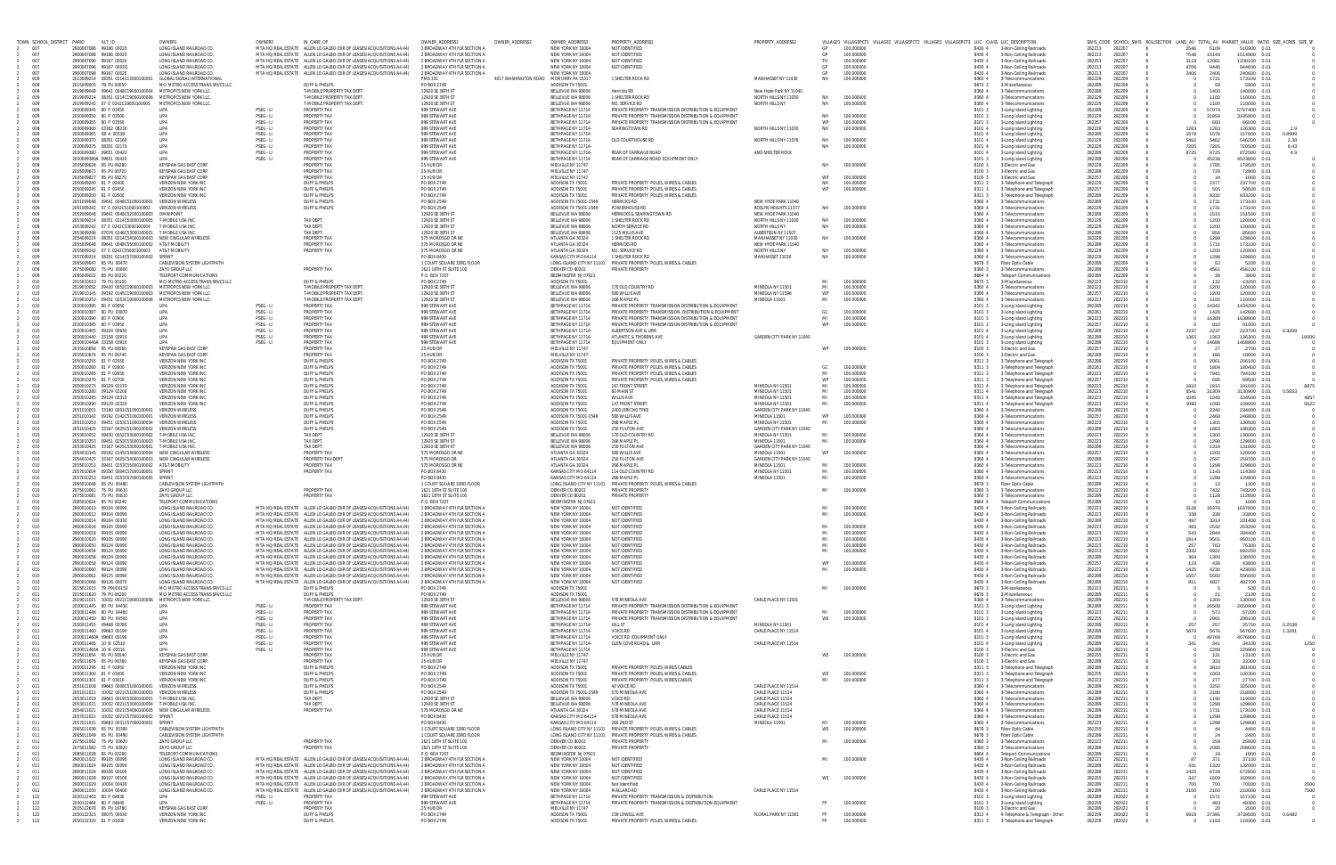| TOWN | SCHOOL_DISTRICT | PARID | ALT_ID | OWNER1 | OWNER2 | IN_CARE_OF | OWNER_ADDRESS1 | OWNER_ADDRESS2 | OWNER_ADDRESS3 | PROPERTY_ADDRESS1 | PROPERTY_ADDRESS2 | VILLAGE1 | VILLAGEPCT1 | VILLAGE2 | VILLAGEPCT2 | VILLAGE3 | VILLAGEPCT3 | LUC | CLASS | LUC_DESCRIPTION | SWIS_CODE | SCHOOL_SWIS | ROLLSECTION | LAND_AV | TOTAL_AV | MARKET_VALUE | RATIO | SIZE_ACRES | SIZE_SF |
|---|---|---|---|---|---|---|---|---|---|---|---|---|---|---|---|---|---|---|---|---|---|---|---|---|---|---|---|---|---|
| 2 | 007 | 2900007086 | 99166 00020 | LONG ISLAND RAILROAD CO. | MTA HQ REAL ESTATE | ALLEN LO GALBO (DIR OF LEASES/ACQUISITIONS A4.44) | 2 BROADWAY 4TH FLR SECTION A | | NEW YORK NY 10004 | NOT IDENTIFIED | | GP | 100.000000 | | | | | 8430 | 4 | 3-Non-Ceiling Railroads | 282213 | 282207 | 6 | 3540 | 51000 | 5100000 | 0.01 | | |
| 2 | 007 | 2900007088 | 99166 00020 | LONG ISLAND RAILROAD CO. | MTA HQ REAL ESTATE | ALLEN LO GALBO (DIR OF LEASES/ACQUISITIONS A4.44) | 2 BROADWAY 4TH FLR SECTION A | | NEW YORK NY 10004 | NOT IDENTIFIED | | GP | 100.000000 | | | | | 8430 | 4 | 3-Non-Ceiling Railroads | 282213 | 282207 | 6 | 7548 | 15149 | 1514900 | 0.01 | | |
| 2 | 007 | 2900007090 | 99167 00020 | LONG ISLAND RAILROAD CO. | MTA HQ REAL ESTATE | ALLEN LO GALBO (DIR OF LEASES/ACQUISITIONS A4.44) | 2 BROADWAY 4TH FLR SECTION A | | NEW YORK NY 10004 | NOT IDENTIFIED | | SYH | 100.000000 | | | | | 8430 | 4 | 3-Non-Ceiling Railroads | 282253 | 282207 | 6 | 3118 | 12061 | 1206100 | 0.01 | | |
| 2 | 007 | 2900007096 | 99167 00020 | LONG ISLAND RAILROAD CO. | MTA HQ REAL ESTATE | ALLEN LO GALBO (DIR OF LEASES/ACQUISITIONS A4.44) | 2 BROADWAY 4TH FLR SECTION A | | NEW YORK NY 10004 | NOT IDENTIFIED | | GP | 100.000000 | | | | | 8430 | 4 | 3-Non-Ceiling Railroads | 282213 | 282207 | 6 | 4706 | 9446 | 944600 | 0.01 | | |
| 2 | 007 | 2900007098 | 99167 00020 | LONG ISLAND RAILROAD CO. | MTA HQ REAL ESTATE | ALLEN LO GALBO (DIR OF LEASES/ACQUISITIONS A4.44) | 2 BROADWAY 4TH FLR SECTION A | | NEW YORK NY 10004 | NOT IDENTIFIED | | GP | 100.000000 | | | | | 8430 | 4 | 3-Non-Ceiling Railroads | 282213 | 282207 | 6 | 2406 | 2406 | 240600 | 0.01 | | |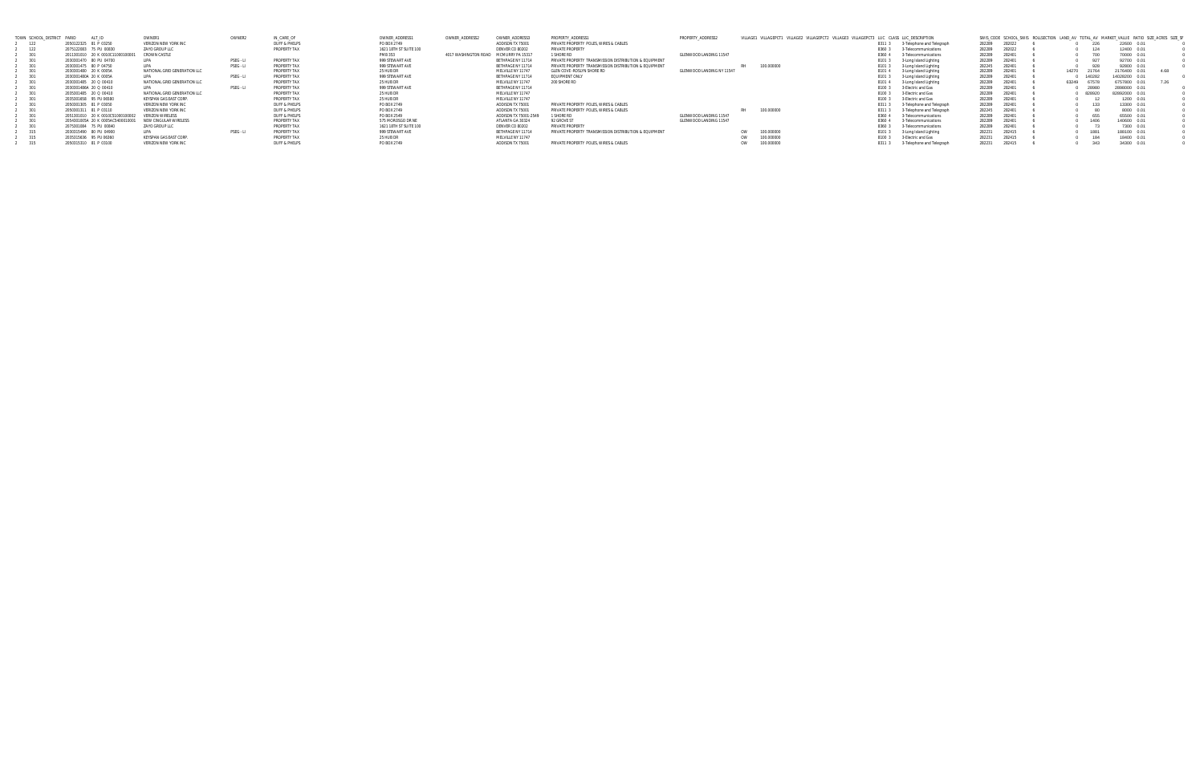| TOWN | SCHOOL_DISTRICT | PARID | ALT_ID | OWNER1 | OWNER2 | IN_CARE_OF | OWNER_ADDRESS1 | OWNER_ADDRESS2 | OWNER_ADDRESS3 | PROPERTY_ADDRESS1 | PROPERTY_ADDRESS2 | VILLAGE1 | VILLAGEPCT1 | VILLAGE2 | VILLAGEPCT2 | VILLAGE3 | VILLAGEPCT3 | LUC | CLASS | LUC_DESCRIPTION | SWIS_CODE | SCHOOL_SWIS | ROLLSECTION | LAND_AV | TOTAL_AV | MARKET_VALUE | RATIO | SIZE_ACRES | SIZE_SF |
|---|---|---|---|---|---|---|---|---|---|---|---|---|---|---|---|---|---|---|---|---|---|---|---|---|---|---|---|---|---|
| 2 | 122 | 2050122325 | 81 P 03250 | VERIZON NEW YORK INC | | DUFF & PHELPS | PO BOX 2749 | | ADDISON TX 75001 | PRIVATE PROPERTY POLES, WIRES & CABLES | | | | | | | | 8311 | 3 | 3-Telephone and Telegraph | 282289 | 282022 | 6 | 0 | 226 | 22600 | 0.01 | | 0 |
| 2 | 122 | 2075122083 | 75 PU 00830 | ZAYO GROUP LLC | | PROPERTY TAX | 1821 18TH ST SUITE 100 | | DENVER CO 80202 | PRIVATE PROPERTY | | | | | | | | 8360 | 3 | 3-Telecommunications | 282289 | 282022 | 6 | 0 | 124 | 12400 | 0.01 | | 0 |
| 2 | 301 | 2011301010 | 20 K 0010C31000100001 | CROWN CASTLE | | | PMB 353 | 4017 WASHINGTON ROAD | MCMURRAY PA 15317 | 1 SHORE RD | GLENWOOD LANDING 11547 | | | | | | | 8360 | 4 | 3-Telecommunications | 282289 | 282401 | 6 | 0 | 700 | 70000 | 0.01 | | 0 |
| 2 | 301 | 2030301470 | 80 PU 04700 | LIPA | PSEG - LI | PROPERTY TAX | 999 STEWART AVE | | BETHPAGE NY 11714 | PRIVATE PROPERTY TRANSMISSION DISTRIBUTION & EQUIPMENT | | | | | | | | 8101 | 3 | 3-Long Island Lighting | 282289 | 282401 | 6 | 0 | 927 | 92700 | 0.01 | | 0 |
| 2 | 301 | 2030301475 | 80 P 04750 | LIPA | PSEG - LI | PROPERTY TAX | 999 STEWART AVE | | BETHPAGE NY 11714 | PRIVATE PROPERTY TRANSMISSION DISTRIBUTION & EQUIPMENT | | RH | 100.000000 | | | | | 8101 | 3 | 3-Long Island Lighting | 282245 | 282401 | 6 | 0 | 928 | 92800 | 0.01 | | 0 |
| 2 | 301 | 2030301480 | 20 K 0005A | NATIONAL GRID GENERATION LLC | | PROPERTY TAX | 25 HUB DR | | MELVILLE NY 11747 | GLEN COVE-ROSLYN SHORE RD | GLENWOOD LANDING NY 11547 | | | | | | | 8101 | 4 | 3-Long Island Lighting | 282289 | 282401 | 6 | 14270 | 21764 | 2176400 | 0.01 | 4.68 | |
| 2 | 301 | 2030301480A | 20 K 0005A | LIPA | PSEG - LI | PROPERTY TAX | 999 STEWART AVE | | BETHPAGE NY 11714 | EQUIPMENT ONLY | | | | | | | | 8101 | 3 | 3-Long Island Lighting | 282289 | 282401 | 6 | 0 | 140282 | 14028200 | 0.01 | | 0 |
| 2 | 301 | 2030301485 | 20 Q 00410 | NATIONAL GRID GENERATION LLC | | PROPERTY TAX | 25 HUB DR | | MELVILLE NY 11747 | 200 SHORE RD | | | | | | | | 8101 | 4 | 3-Long Island Lighting | 282289 | 282401 | 6 | 63249 | 67578 | 6757800 | 0.01 | 7.26 | |
| 2 | 301 | 2030301485A | 20 Q 00410 | LIPA | PSEG - LI | PROPERTY TAX | 999 STEWART AVE | | BETHPAGE NY 11714 | | | | | | | | | 8100 | 3 | 3-Electric and Gas | 282289 | 282401 | 6 | 0 | 28980 | 2898000 | 0.01 | | 0 |
| 2 | 301 | 2035301485 | 20 Q 00410 | NATIONAL GRID GENERATION LLC | | PROPERTY TAX | 25 HUB DR | | MELVILLE NY 11747 | | | | | | | | | 8100 | 3 | 3-Electric and Gas | 282289 | 282401 | 6 | 0 | 828920 | 82892000 | 0.01 | | 0 |
| 2 | 301 | 2035301858 | 85 PU 08580 | KEYSPAN GAS EAST CORP. | | PROPERTY TAX | 25 HUB DR | | MELVILLE NY 11747 | | | | | | | | | 8200 | 3 | 3-Electric and Gas | 282289 | 282401 | 6 | 0 | 12 | 1200 | 0.01 | | 0 |
| 2 | 301 | 2050301305 | 81 P 03050 | VERIZON NEW YORK INC | | DUFF & PHELPS | PO BOX 2749 | | ADDISON TX 75001 | PRIVATE PROPERTY POLES, WIRES & CABLES | | | | | | | | 8311 | 3 | 3-Telephone and Telegraph | 282289 | 282401 | 6 | 0 | 133 | 13300 | 0.01 | | 0 |
| 2 | 301 | 2050301311 | 81 P 03110 | VERIZON NEW YORK INC | | DUFF & PHELPS | PO BOX 2749 | | ADDISON TX 75001 | PRIVATE PROPERTY POLES, WIRES & CABLES | | RH | 100.000000 | | | | | 8311 | 3 | 3-Telephone and Telegraph | 282245 | 282401 | 6 | 0 | 80 | 8000 | 0.01 | | 0 |
| 2 | 301 | 2051301010 | 20 K 0010C51000100002 | VERIZON WIRELESS | | DUFF & PHELPS | PO BOX 2549 | | ADDISON TX 75001-2549 | 1 SHORE RD | GLENWOOD LANDING 11547 | | | | | | | 8360 | 4 | 3-Telecommunications | 282289 | 282401 | 6 | 0 | 655 | 65500 | 0.01 | | 0 |
| 2 | 301 | 2054301005A | 20 K 0005AC54000010001 | NEW CINGULAR WIRELESS | | PROPERTY TAX | 575 MOROSGO DR NE | | ATLANTA GA 30324 | 92 GROVE ST | GLENWOOD LANDING 11547 | | | | | | | 8360 | 4 | 3-Telecommunications | 282289 | 282401 | 6 | 0 | 1406 | 140600 | 0.01 | | 0 |
| 2 | 301 | 2075301084 | 75 PU 00840 | ZAYO GROUP LLC | | PROPERTY TAX | 1821 18TH ST SUITE 100 | | DENVER CO 80202 | PRIVATE PROPERTY | | | | | | | | 8360 | 3 | 3-Telecommunications | 282289 | 282401 | 6 | 0 | 73 | 7300 | 0.01 | | 0 |
| 2 | 315 | 2030315490 | 80 PU 04900 | LIPA | PSEG - LI | PROPERTY TAX | 999 STEWART AVE | | BETHPAGE NY 11714 | PRIVATE PROPERTY TRANSMISSION DISTRIBUTION & EQUIPMENT | | OW | 100.000000 | | | | | 8101 | 3 | 3-Long Island Lighting | 282231 | 282415 | 6 | 0 | 1881 | 188100 | 0.01 | | 0 |
| 2 | 315 | 2035315836 | 85 PU 08360 | KEYSPAN GAS EAST CORP. | | PROPERTY TAX | 25 HUB DR | | MELVILLE NY 11747 | | | OW | 100.000000 | | | | | 8100 | 3 | 3-Electric and Gas | 282231 | 282415 | 6 | 0 | 184 | 18400 | 0.01 | | 0 |
| 2 | 315 | 2050315310 | 81 P 03100 | VERIZON NEW YORK INC | | DUFF & PHELPS | PO BOX 2749 | | ADDISON TX 75001 | PRIVATE PROPERTY POLES, WIRES & CABLES | | OW | 100.000000 | | | | | 8311 | 3 | 3-Telephone and Telegraph | 282231 | 282415 | 6 | 0 | 343 | 34300 | 0.01 | | 0 |